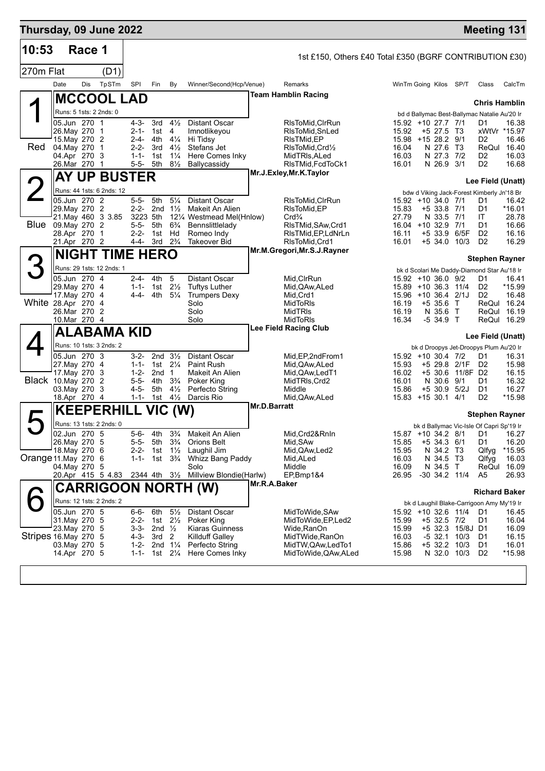# Thursday, 09 June 2022 — Meeting 131

## 10:53 Race 1

270m Flat (D1)

1st £150, Others £40 Total £350 (BGRF CONTRIBUTION £30)

| Date | Dis | TpSTm | SPI | Fin | By | Winner/Second(Hcp/Venue) | Remarks | WinTm | Going | Kilos | SP/T | Class | CalcTm |
|---|---|---|---|---|---|---|---|---|---|---|---|---|---|

### 1 Red — MCCOOL LAD
Team Hamblin Racing — Chris Hamblin
Runs: 5 1sts: 2 2nds: 0
bd d Ballymac Best-Ballymac Natalie Au'20 Ir

| Date | Dis | TpSTm | SPI | Fin | By | Winner/Second(Hcp/Venue) | Remarks | WinTm | Going | Kilos | SP/T | Class | CalcTm |
|---|---|---|---|---|---|---|---|---|---|---|---|---|---|
| 05.Jun | 270 | 1 | 4-3- | 3rd | 4½ | Distant Oscar | RlsToMid,ClrRun | 15.92 | +10 | 27.7 | 7/1 | D1 | 16.38 |
| 26.May | 270 | 1 | 2-1- | 1st | 4 | Imnotlikeyou | RlsToMid,SnLed | 15.92 | +5 | 27.5 | T3 | xWtVr | *15.97 |
| 15.May | 270 | 2 | 2-4- | 4th | 4¼ | Hi Tidsy | RlsTMid,EP | 15.98 | +15 | 28.2 | 9/1 | D2 | 16.46 |
| 04.May | 270 | 1 | 2-2- | 3rd | 4½ | Stefans Jet | RlsToMid,Crd½ | 16.04 | N | 27.6 | T3 | ReQul | 16.40 |
| 04.Apr | 270 | 3 | 1-1- | 1st | 1¼ | Here Comes Inky | MidTRls,ALed | 16.03 | N | 27.3 | 7/2 | D2 | 16.03 |
| 26.Mar | 270 | 1 | 5-5- | 5th | 8½ | Ballycassidy | RlsTMid,FcdToCk1 | 16.01 | N | 26.9 | 3/1 | D2 | 16.68 |

### 2 Blue — AY UP BUSTER
Mr.J.Exley,Mr.K.Taylor — Lee Field (Unatt)
Runs: 44 1sts: 6 2nds: 12
bdw d Viking Jack-Forest Kimberly Jn'18 Br

| Date | Dis | TpSTm | SPI | Fin | By | Winner/Second(Hcp/Venue) | Remarks | WinTm | Going | Kilos | SP/T | Class | CalcTm |
|---|---|---|---|---|---|---|---|---|---|---|---|---|---|
| 05.Jun | 270 | 2 | 5-5- | 5th | 5¼ | Distant Oscar | RlsToMid,ClrRun | 15.92 | +10 | 34.0 | 7/1 | D1 | 16.42 |
| 29.May | 270 | 2 | 2-2- | 2nd | 1½ | Makeit An Alien | RlsToMid,EP | 15.83 | +5 | 33.8 | 7/1 | D1 | *16.01 |
| 21.May | 460 | 3 3.85 | 3223 | 5th | 12¼ | Westmead Mel(Hnlow) | Crd¾ | 27.79 | N | 33.5 | 7/1 | IT | 28.78 |
| 09.May | 270 | 2 | 5-5- | 5th | 6¾ | Bennslittlelady | RlsTMid,SAw,Crd1 | 16.04 | +10 | 32.9 | 7/1 | D1 | 16.66 |
| 28.Apr | 270 | 1 | 2-2- | 1st | Hd | Romeo Indy | RlsTMid,EP,LdNrLn | 16.11 | +5 | 33.9 | 6/5F | D2 | 16.16 |
| 21.Apr | 270 | 2 | 4-4- | 3rd | 2¾ | Takeover Bid | RlsToMid,Crd1 | 16.01 | +5 | 34.0 | 10/3 | D2 | 16.29 |

### 3 White — NIGHT TIME HERO
Mr.M.Gregori,Mr.S.J.Rayner — Stephen Rayner
Runs: 29 1sts: 12 2nds: 1
bk d Scolari Me Daddy-Diamond Star Au'18 Ir

| Date | Dis | TpSTm | SPI | Fin | By | Winner/Second(Hcp/Venue) | Remarks | WinTm | Going | Kilos | SP/T | Class | CalcTm |
|---|---|---|---|---|---|---|---|---|---|---|---|---|---|
| 05.Jun | 270 | 4 | 2-4- | 4th | 5 | Distant Oscar | Mid,ClrRun | 15.92 | +10 | 36.0 | 9/2 | D1 | 16.41 |
| 29.May | 270 | 4 | 1-1- | 1st | 2½ | Tuftys Luther | Mid,QAw,ALed | 15.89 | +10 | 36.3 | 11/4 | D2 | *15.99 |
| 17.May | 270 | 4 | 4-4- | 4th | 5¼ | Trumpers Dexy | Mid,Crd1 | 15.96 | +10 | 36.4 | 2/1J | D2 | 16.48 |
| 28.Apr | 270 | 4 | | | | Solo | MidToRls | 16.19 | +5 | 35.6 | T | ReQul | 16.24 |
| 26.Mar | 270 | 2 | | | | Solo | MidTRls | 16.19 | N | 35.6 | T | ReQul | 16.19 |
| 10.Mar | 270 | 4 | | | | Solo | MidToRls | 16.34 | -5 | 34.9 | T | ReQul | 16.29 |

### 4 Black — ALABAMA KID
Lee Field Racing Club — Lee Field (Unatt)
Runs: 10 1sts: 3 2nds: 2
bk d Droopys Jet-Droopys Plum Au'20 Ir

| Date | Dis | TpSTm | SPI | Fin | By | Winner/Second(Hcp/Venue) | Remarks | WinTm | Going | Kilos | SP/T | Class | CalcTm |
|---|---|---|---|---|---|---|---|---|---|---|---|---|---|
| 05.Jun | 270 | 3 | 3-2- | 2nd | 3½ | Distant Oscar | Mid,EP,2ndFrom1 | 15.92 | +10 | 30.4 | 7/2 | D1 | 16.31 |
| 27.May | 270 | 4 | 1-1- | 1st | 2¼ | Paint Rush | Mid,QAw,ALed | 15.93 | | 29.8 | 2/1F | D2 | 15.98 |
| 17.May | 270 | 3 | 1-2- | 2nd | 1 | Makeit An Alien | Mid,QAw,LedT1 | 16.02 | +5 | 30.6 | 11/8F | D2 | 16.15 |
| 10.May | 270 | 2 | 5-5- | 4th | 3¾ | Poker King | MidTRls,Crd2 | 16.01 | N | 30.6 | 9/1 | D1 | 16.32 |
| 03.May | 270 | 3 | 4-5- | 5th | 4½ | Perfecto String | Middle | 15.86 | +5 | 30.9 | 5/2J | D1 | 16.27 |
| 18.Apr | 270 | 4 | 1-1- | 1st | 4½ | Darcis Rio | Mid,QAw,ALed | 15.83 | +15 | 30.1 | 4/1 | D2 | *15.98 |

### 5 Orange — KEEPERHILL VIC (W)
Mr.D.Barratt — Stephen Rayner
Runs: 13 1sts: 2 2nds: 0
bk d Ballymac Vic-Isle Of Capri Sp'19 Ir

| Date | Dis | TpSTm | SPI | Fin | By | Winner/Second(Hcp/Venue) | Remarks | WinTm | Going | Kilos | SP/T | Class | CalcTm |
|---|---|---|---|---|---|---|---|---|---|---|---|---|---|
| 02.Jun | 270 | 5 | 5-6- | 4th | 3¾ | Makeit An Alien | Mid,Crd2&RnIn | 15.87 | +10 | 34.2 | 8/1 | D1 | 16.27 |
| 26.May | 270 | 5 | 5-5- | 5th | 3¾ | Orions Belt | Mid,SAw | 15.85 | +5 | 34.3 | 6/1 | D1 | 16.20 |
| 18.May | 270 | 6 | 2-2- | 1st | 1½ | Laughil Jim | Mid,QAw,Led2 | 15.95 | N | 34.2 | T3 | Qlfyg | *15.95 |
| 11.May | 270 | 6 | 1-1- | 1st | 3¾ | Whizz Bang Paddy | Mid,ALed | 16.03 | N | 34.5 | T3 | Qlfyg | 16.03 |
| 04.May | 270 | 5 | | | | Solo | Middle | 16.09 | N | 34.5 | T | ReQul | 16.09 |
| 20.Apr | 415 | 5 4.83 | 2344 | 4th | 3½ | Millview Blondie(Harlw) | EP,Bmp1&4 | 26.95 | -30 | 34.2 | 11/4 | A5 | 26.93 |

### 6 Stripes — CARRIGOON NORTH (W)
Mr.R.A.Baker — Richard Baker
Runs: 12 1sts: 2 2nds: 2
bk d Laughil Blake-Carrigoon Amy My'19 Ir

| Date | Dis | TpSTm | SPI | Fin | By | Winner/Second(Hcp/Venue) | Remarks | WinTm | Going | Kilos | SP/T | Class | CalcTm |
|---|---|---|---|---|---|---|---|---|---|---|---|---|---|
| 05.Jun | 270 | 5 | 6-6- | 6th | 5½ | Distant Oscar | MidToWide,SAw | 15.92 | +10 | 32.6 | 11/4 | D1 | 16.45 |
| 31.May | 270 | 5 | 2-2- | 1st | 2½ | Poker King | MidToWide,EP,Led2 | 15.99 | +5 | 32.5 | 7/2 | D1 | 16.04 |
| 23.May | 270 | 5 | 3-3- | 2nd | ½ | Kiaras Guinness | Wide,RanOn | 15.99 | +5 | 32.3 | 15/8J | D1 | 16.09 |
| 16.May | 270 | 5 | 4-3- | 3rd | 2 | Killduff Galley | MidTWide,RanOn | 16.03 | -5 | 32.1 | 10/3 | D1 | 16.15 |
| 03.May | 270 | 5 | 1-2- | 2nd | 1¼ | Perfecto String | MidTW,QAw,LedTo1 | 15.86 | +5 | 32.2 | 10/3 | D1 | 16.01 |
| 14.Apr | 270 | 5 | 1-1- | 1st | 2¼ | Here Comes Inky | MidToWide,QAw,ALed | 15.98 | N | 32.0 | 10/3 | D2 | *15.98 |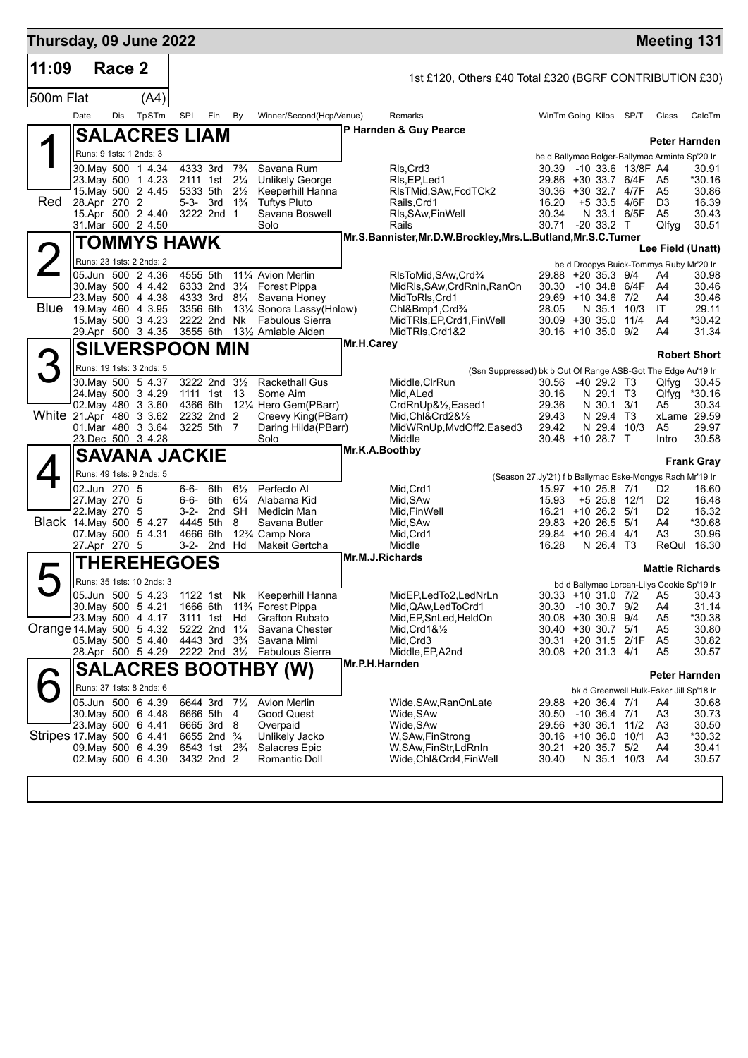# Thursday, 09 June 2022 — Meeting 131

## 11:09 Race 2

1st £120, Others £40 Total £320 (BGRF CONTRIBUTION £30)

500m Flat (A4)

| Date | Dis | TpSTm | SPI | Fin | By | Winner/Second(Hcp/Venue) | Remarks | WinTm | Going | Kilos | SP/T | Class | CalcTm |
|---|---|---|---|---|---|---|---|---|---|---|---|---|---|

### 1 (Red) SALACRES LIAM — P Harnden & Guy Pearce — Peter Harnden

Runs: 9 1sts: 1 2nds: 3 — be d Ballymac Bolger-Ballymac Arminta Sp'20 Ir

| Date | Dis | TpSTm | SPI | Fin | By | Winner/Second(Hcp/Venue) | Remarks | WinTm | Going | Kilos | SP/T | Class | CalcTm |
|---|---|---|---|---|---|---|---|---|---|---|---|---|---|
| 30.May | 500 | 1 4.34 | 4333 | 3rd | 7¾ | Savana Rum | Rls,Crd3 | 30.39 | -10 | 33.6 | 13/8F | A4 | 30.91 |
| 23.May | 500 | 1 4.23 | 2111 | 1st | 2¼ | Unlikely George | Rls,EP,Led1 | 29.86 | +30 | 33.7 | 6/4F | A5 | *30.16 |
| 15.May | 500 | 2 4.45 | 5333 | 5th | 2½ | Keeperhill Hanna | RlsTMid,SAw,FcdTCk2 | 30.36 | +30 | 32.7 | 4/7F | A5 | 30.86 |
| 28.Apr | 270 | 2 | 5-3- | 3rd | 1¾ | Tuftys Pluto | Rails,Crd1 | 16.20 | +5 | 33.5 | 4/6F | D3 | 16.39 |
| 15.Apr | 500 | 2 4.40 | 3222 | 2nd | 1 | Savana Boswell | Rls,SAw,FinWell | 30.34 | N | 33.1 | 6/5F | A5 | 30.43 |
| 31.Mar | 500 | 2 4.50 | | | | Solo | Rails | 30.71 | -20 | 33.2 | T | Qlfyg | 30.51 |

### 2 (Blue) TOMMYS HAWK — Mr.S.Bannister,Mr.D.W.Brockley,Mrs.L.Butland,Mr.S.C.Turner — Lee Field (Unatt)

Runs: 23 1sts: 2 2nds: 2 — be d Droopys Buick-Tommys Ruby Mr'20 Ir

| Date | Dis | TpSTm | SPI | Fin | By | Winner/Second(Hcp/Venue) | Remarks | WinTm | Going | Kilos | SP/T | Class | CalcTm |
|---|---|---|---|---|---|---|---|---|---|---|---|---|---|
| 05.Jun | 500 | 2 4.36 | 4555 | 5th | 11¼ | Avion Merlin | RlsToMid,SAw,Crd¾ | 29.88 | +20 | 35.3 | 9/4 | A4 | 30.98 |
| 30.May | 500 | 4 4.42 | 6333 | 2nd | 3¼ | Forest Pippa | MidRls,SAw,CrdRnIn,RanOn | 30.30 | -10 | 34.8 | 6/4F | A4 | 30.46 |
| 23.May | 500 | 4 4.38 | 4333 | 3rd | 8¼ | Savana Honey | MidToRls,Crd1 | 29.69 | +10 | 34.6 | 7/2 | A4 | 30.46 |
| 19.May | 460 | 4 3.95 | 3356 | 6th | 13¼ | Sonora Lassy(Hnlow) | Chl&Bmp1,Crd¾ | 28.05 | N | 35.1 | 10/3 | IT | 29.11 |
| 15.May | 500 | 3 4.23 | 2222 | 2nd | Nk | Fabulous Sierra | MidTRls,EP,Crd1,FinWell | 30.09 | +30 | 35.0 | 11/4 | A4 | *30.42 |
| 29.Apr | 500 | 3 4.35 | 3555 | 6th | 13½ | Amiable Aiden | MidTRls,Crd1&2 | 30.16 | +10 | 35.0 | 9/2 | A4 | 31.34 |

### 3 (White) SILVERSPOON MIN — Mr.H.Carey — Robert Short

Runs: 19 1sts: 3 2nds: 5 — (Ssn Suppressed) bk b Out Of Range ASB-Got The Edge Au'19 Ir

| Date | Dis | TpSTm | SPI | Fin | By | Winner/Second(Hcp/Venue) | Remarks | WinTm | Going | Kilos | SP/T | Class | CalcTm |
|---|---|---|---|---|---|---|---|---|---|---|---|---|---|
| 30.May | 500 | 5 4.37 | 3222 | 2nd | 3½ | Rackethall Gus | Middle,ClrRun | 30.56 | -40 | 29.2 | T3 | Qlfyg | 30.45 |
| 24.May | 500 | 3 4.29 | 1111 | 1st | 13 | Some Aim | Mid,ALed | 30.16 | N | 29.1 | T3 | Qlfyg | *30.16 |
| 02.May | 480 | 3 3.60 | 4366 | 6th | 12¼ | Hero Gem(PBarr) | CrdRnUp&½,Eased1 | 29.36 | N | 30.1 | 3/1 | A5 | 30.34 |
| 21.Apr | 480 | 3 3.62 | 2232 | 2nd | 2 | Creevy King(PBarr) | Mid,Chl&Crd2&½ | 29.43 | N | 29.4 | T3 | xLame | 29.59 |
| 01.Mar | 480 | 3 3.64 | 3225 | 5th | 7 | Daring Hilda(PBarr) | MidWRnUp,MvdOff2,Eased3 | 29.42 | N | 29.4 | 10/3 | A5 | 29.97 |
| 23.Dec | 500 | 3 4.28 | | | | Solo | Middle | 30.48 | +10 | 28.7 | T | Intro | 30.58 |

### 4 (Black) SAVANA JACKIE — Mr.K.A.Boothby — Frank Gray

Runs: 49 1sts: 9 2nds: 5 — (Season 27.Jy'21) f b Ballymac Eske-Mongys Rach Mr'19 Ir

| Date | Dis | TpSTm | SPI | Fin | By | Winner/Second(Hcp/Venue) | Remarks | WinTm | Going | Kilos | SP/T | Class | CalcTm |
|---|---|---|---|---|---|---|---|---|---|---|---|---|---|
| 02.Jun | 270 | 5 | 6-6- | 6th | 6½ | Perfecto Al | Mid,Crd1 | 15.97 | +10 | 25.8 | 7/1 | D2 | 16.60 |
| 27.May | 270 | 5 | 6-6- | 6th | 6¼ | Alabama Kid | Mid,SAw | 15.93 | +5 | 25.8 | 12/1 | D2 | 16.48 |
| 22.May | 270 | 5 | 3-2- | 2nd | SH | Medicin Man | Mid,FinWell | 16.21 | +10 | 26.2 | 5/1 | D2 | 16.32 |
| 14.May | 500 | 5 4.27 | 4445 | 5th | 8 | Savana Butler | Mid,SAw | 29.83 | +20 | 26.5 | 5/1 | A4 | *30.68 |
| 07.May | 500 | 5 4.31 | 4666 | 6th | 12¾ | Camp Nora | Mid,Crd1 | 29.84 | +10 | 26.4 | 4/1 | A3 | 30.96 |
| 27.Apr | 270 | 5 | 3-2- | 2nd | Hd | Makeit Gertcha | Middle | 16.28 | N | 26.4 | T3 | ReQul | 16.30 |

### 5 (Orange) THEREHEGOES — Mr.M.J.Richards — Mattie Richards

Runs: 35 1sts: 10 2nds: 3 — bd d Ballymac Lorcan-Lilys Cookie Sp'19 Ir

| Date | Dis | TpSTm | SPI | Fin | By | Winner/Second(Hcp/Venue) | Remarks | WinTm | Going | Kilos | SP/T | Class | CalcTm |
|---|---|---|---|---|---|---|---|---|---|---|---|---|---|
| 05.Jun | 500 | 5 4.23 | 1122 | 1st | Nk | Keeperhill Hanna | MidEP,LedTo2,LedNrLn | 30.33 | +10 | 31.0 | 7/2 | A5 | 30.43 |
| 30.May | 500 | 5 4.21 | 1666 | 6th | 11¾ | Forest Pippa | Mid,QAw,LedToCrd1 | 30.30 | -10 | 30.7 | 9/2 | A4 | 31.14 |
| 23.May | 500 | 4 4.17 | 3111 | 1st | Hd | Grafton Rubato | Mid,EP,SnLed,HeldOn | 30.08 | +30 | 30.9 | 9/4 | A5 | *30.38 |
| 14.May | 500 | 5 4.32 | 5222 | 2nd | 1¼ | Savana Chester | Mid,Crd1&½ | 30.40 | +30 | 30.7 | 5/1 | A5 | 30.80 |
| 05.May | 500 | 5 4.40 | 4443 | 3rd | 3¾ | Savana Mimi | Mid,Crd3 | 30.31 | +20 | 31.5 | 2/1F | A5 | 30.82 |
| 28.Apr | 500 | 5 4.29 | 2222 | 2nd | 3½ | Fabulous Sierra | Middle,EP,A2nd | 30.08 | +20 | 31.3 | 4/1 | A5 | 30.57 |

### 6 (Stripes) SALACRES BOOTHBY (W) — Mr.P.H.Harnden — Peter Harnden

Runs: 37 1sts: 8 2nds: 6 — bk d Greenwell Hulk-Esker Jill Sp'18 Ir

| Date | Dis | TpSTm | SPI | Fin | By | Winner/Second(Hcp/Venue) | Remarks | WinTm | Going | Kilos | SP/T | Class | CalcTm |
|---|---|---|---|---|---|---|---|---|---|---|---|---|---|
| 05.Jun | 500 | 6 4.39 | 6644 | 3rd | 7½ | Avion Merlin | Wide,SAw,RanOnLate | 29.88 | +20 | 36.4 | 7/1 | A4 | 30.68 |
| 30.May | 500 | 6 4.48 | 6666 | 5th | 4 | Good Quest | Wide,SAw | 30.50 | -10 | 36.4 | 7/1 | A3 | 30.73 |
| 23.May | 500 | 6 4.41 | 6665 | 3rd | 8 | Overpaid | Wide,SAw | 29.56 | +30 | 36.1 | 11/2 | A3 | 30.50 |
| 17.May | 500 | 6 4.41 | 6655 | 2nd | ¾ | Unlikely Jacko | W,SAw,FinStrong | 30.16 | +10 | 36.0 | 10/1 | A3 | *30.32 |
| 09.May | 500 | 6 4.39 | 6543 | 1st | 2¾ | Salacres Epic | W,SAw,FinStr,LdRnIn | 30.21 | +20 | 35.7 | 5/2 | A4 | 30.41 |
| 02.May | 500 | 6 4.30 | 3432 | 2nd | 2 | Romantic Doll | Wide,Chl&Crd4,FinWell | 30.40 | N | 35.1 | 10/3 | A4 | 30.57 |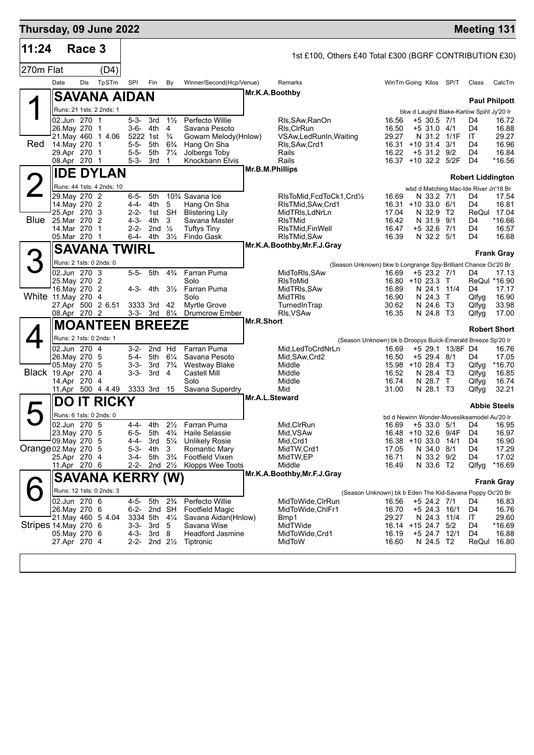# Thursday, 09 June 2022 — Meeting 131

**11:24 Race 3** — 1st £100, Others £40 Total £300 (BGRF CONTRIBUTION £30)

270m Flat (D4)

| Date | Dis | TpSTm | SPI | Fin | By | Winner/Second(Hcp/Venue) | Remarks | WinTm | Going | Kilos | SP/T | Class | CalcTm |
|---|---|---|---|---|---|---|---|---|---|---|---|---|---|

## 1 (Red) SAVANA AIDAN — Mr.K.A.Boothby — Paul Philpott

Runs: 21 1sts: 2 2nds: 1 — bkw d Laughil Blake-Karlow Spirit Jy'20 Ir

| Date | Dis | TpSTm | SPI | Fin | By | Winner/Second(Hcp/Venue) | Remarks | WinTm | Going | Kilos | SP/T | Class | CalcTm |
|---|---|---|---|---|---|---|---|---|---|---|---|---|---|
| 02.Jun | 270 | 1 | 5-3- | 3rd | 1½ | Perfecto Willie | Rls,SAw,RanOn | 16.56 | +5 | 30.5 | 7/1 | D4 | 16.72 |
| 26.May | 270 | 1 | 3-6- | 4th | 4 | Savana Pesoto | Rls,ClrRun | 16.50 | +5 | 31.0 | 4/1 | D4 | 16.88 |
| 21.May | 460 | 1 4.06 | 5222 | 1st | ¾ | Gowarn Melody(Hnlow) | VSAw,LedRunIn,Waiting | 29.27 | N | 31.2 | 1/1F | IT | 29.27 |
| 14.May | 270 | 1 | 5-5- | 5th | 6¾ | Hang On Sha | Rls,SAw,Crd1 | 16.31 | +10 | 31.4 | 3/1 | D4 | 16.96 |
| 29.Apr | 270 | 1 | 5-5- | 5th | 7¼ | Jolbergs Toby | Rails | 16.22 | +5 | 31.2 | 9/2 | D4 | 16.84 |
| 08.Apr | 270 | 1 | 5-3- | 3rd | 1 | Knockbann Elvis | Rails | 16.37 | +10 | 32.2 | 5/2F | D4 | *16.56 |

## 2 (Blue) IDE DYLAN — Mr.B.M.Phillips — Robert Liddington

Runs: 44 1sts: 4 2nds: 10 — wbd d Matching Mac-Ide River Jn'18 Br

| Date | Dis | TpSTm | SPI | Fin | By | Winner/Second(Hcp/Venue) | Remarks | WinTm | Going | Kilos | SP/T | Class | CalcTm |
|---|---|---|---|---|---|---|---|---|---|---|---|---|---|
| 29.May | 270 | 2 | 6-5- | 5th | 10¾ | Savana Ice | RlsToMid,FcdToCk1,Crd½ | 16.69 | N | 33.2 | 7/1 | D4 | 17.54 |
| 14.May | 270 | 2 | 4-4- | 4th | 5 | Hang On Sha | RlsTMid,SAw,Crd1 | 16.31 | +10 | 33.0 | 6/1 | D4 | 16.81 |
| 25.Apr | 270 | 3 | 2-2- | 1st | SH | Blistering Lily | MidTRls,LdNrLn | 17.04 | N | 32.9 | T2 | ReQul | 17.04 |
| 25.Mar | 270 | 2 | 4-3- | 4th | 3 | Savana Master | RlsTMid | 16.42 | N | 31.9 | 9/1 | D4 | *16.66 |
| 14.Mar | 270 | 1 | 2-2- | 2nd | ½ | Tuftys Tiny | RlsTMid,FinWell | 16.47 | +5 | 32.6 | 7/1 | D4 | 16.57 |
| 05.Mar | 270 | 1 | 6-4- | 4th | 3½ | Findo Gask | RlsTMid,SAw | 16.39 | N | 32.2 | 5/1 | D4 | 16.68 |

## 3 (White) SAVANA TWIRL — Mr.K.A.Boothby,Mr.F.J.Gray — Frank Gray

Runs: 2 1sts: 0 2nds: 0 — (Season Unknown) bkw b Longrange Spy-Brilliant Chance Oc'20 Br

| Date | Dis | TpSTm | SPI | Fin | By | Winner/Second(Hcp/Venue) | Remarks | WinTm | Going | Kilos | SP/T | Class | CalcTm |
|---|---|---|---|---|---|---|---|---|---|---|---|---|---|
| 02.Jun | 270 | 3 | 5-5- | 5th | 4¾ | Farran Puma | MidToRls,SAw | 16.69 | +5 | 23.2 | 7/1 | D4 | 17.13 |
| 25.May | 270 | 2 | | | | Solo | RlsToMid | 16.80 | +10 | 23.3 | T | ReQul | *16.90 |
| 16.May | 270 | 2 | 4-3- | 4th | 3½ | Farran Puma | MidTRls,SAw | 16.89 | N | 24.1 | 11/4 | D4 | 17.17 |
| 11.May | 270 | 4 | | | | Solo | MidTRls | 16.90 | N | 24.3 | T | Qlfyg | 16.90 |
| 27.Apr | 500 | 2 6.51 | 3333 | 3rd | 42 | Myrtle Grove | TurnedInTrap | 30.62 | N | 24.6 | T3 | Qlfyg | 33.98 |
| 08.Apr | 270 | 2 | 3-3- | 3rd | 8¼ | Drumcrow Ember | Rls,VSAw | 16.35 | N | 24.8 | T3 | Qlfyg | 17.00 |

## 4 (Black) MOANTEEN BREEZE — Mr.R.Short — Robert Short

Runs: 2 1sts: 0 2nds: 1 — (Season Unknown) bk b Droopys Buick-Emerald Breeze Sp'20 Ir

| Date | Dis | TpSTm | SPI | Fin | By | Winner/Second(Hcp/Venue) | Remarks | WinTm | Going | Kilos | SP/T | Class | CalcTm |
|---|---|---|---|---|---|---|---|---|---|---|---|---|---|
| 02.Jun | 270 | 4 | 3-2- | 2nd | Hd | Farran Puma | Mid,LedToCrdNrLn | 16.69 | +5 | 29.1 | 13/8F | D4 | 16.76 |
| 26.May | 270 | 5 | 5-4- | 5th | 6¼ | Savana Pesoto | Mid,SAw,Crd2 | 16.50 | +5 | 29.4 | 8/1 | D4 | 17.05 |
| 05.May | 270 | 5 | 3-3- | 3rd | 7¾ | Westway Blake | Middle | 15.98 | +10 | 28.4 | T3 | Qlfyg | *16.70 |
| 19.Apr | 270 | 4 | 3-3- | 3rd | 4 | Castell Mill | Middle | 16.52 | N | 28.4 | T3 | Qlfyg | 16.85 |
| 14.Apr | 270 | 4 | | | | Solo | Middle | 16.74 | N | 28.7 | T | Qlfyg | 16.74 |
| 11.Apr | 500 | 4 4.49 | 3333 | 3rd | 15 | Savana Superdry | Mid | 31.00 | N | 28.1 | T3 | Qlfyg | 32.21 |

## 5 (Orange) DO IT RICKY — Mr.A.L.Steward — Abbie Steels

Runs: 6 1sts: 0 2nds: 0 — bd d Newinn Wonder-Moveslikeamodel Au'20 Ir

| Date | Dis | TpSTm | SPI | Fin | By | Winner/Second(Hcp/Venue) | Remarks | WinTm | Going | Kilos | SP/T | Class | CalcTm |
|---|---|---|---|---|---|---|---|---|---|---|---|---|---|
| 02.Jun | 270 | 5 | 4-4- | 4th | 2½ | Farran Puma | Mid,ClrRun | 16.69 | +5 | 33.0 | 5/1 | D4 | 16.95 |
| 23.May | 270 | 5 | 6-5- | 5th | 4¾ | Haile Selassie | Mid,VSAw | 16.48 | +10 | 32.6 | 9/4F | D4 | 16.97 |
| 09.May | 270 | 5 | 4-4- | 3rd | 5¼ | Unlikely Rosie | Mid,Crd1 | 16.38 | +10 | 33.0 | 14/1 | D4 | 16.90 |
| 02.May | 270 | 5 | 5-3- | 4th | 3 | Romantic Mary | MidTW,Crd1 | 17.05 | N | 34.0 | 8/1 | D4 | 17.29 |
| 25.Apr | 270 | 4 | 3-4- | 5th | 3¾ | Footfield Vixen | MidTW,EP | 16.71 | N | 33.2 | 9/2 | D4 | 17.02 |
| 11.Apr | 270 | 6 | 2-2- | 2nd | 2½ | Klopps Wee Toots | Middle | 16.49 | N | 33.6 | T2 | Qlfyg | *16.69 |

## 6 (Stripes) SAVANA KERRY (W) — Mr.K.A.Boothby,Mr.F.J.Gray — Frank Gray

Runs: 12 1sts: 0 2nds: 3 — (Season Unknown) bk b Eden The Kid-Savana Poppy Oc'20 Br

| Date | Dis | TpSTm | SPI | Fin | By | Winner/Second(Hcp/Venue) | Remarks | WinTm | Going | Kilos | SP/T | Class | CalcTm |
|---|---|---|---|---|---|---|---|---|---|---|---|---|---|
| 02.Jun | 270 | 6 | 4-5- | 5th | 2¾ | Perfecto Willie | MidToWide,ClrRun | 16.56 | +5 | 24.2 | 7/1 | D4 | 16.83 |
| 26.May | 270 | 6 | 6-2- | 2nd | SH | Footfield Magic | MidToWide,ChlFr1 | 16.70 | +5 | 24.3 | 16/1 | D4 | 16.76 |
| 21.May | 460 | 5 4.04 | 3334 | 5th | 4¼ | Savana Aidan(Hnlow) | Bmp1 | 29.27 | N | 24.3 | 11/4 | IT | 29.60 |
| 14.May | 270 | 6 | 3-3- | 3rd | 5 | Savana Wise | MidTWide | 16.14 | +15 | 24.7 | 5/2 | D4 | *16.69 |
| 05.May | 270 | 6 | 4-3- | 3rd | 8 | Headford Jasmine | MidToWide,Crd1 | 16.19 | +5 | 24.7 | 12/1 | D4 | 16.88 |
| 27.Apr | 270 | 4 | 2-2- | 2nd | 2½ | Tiptronic | MidToW | 16.60 | N | 24.5 | T2 | ReQul | 16.80 |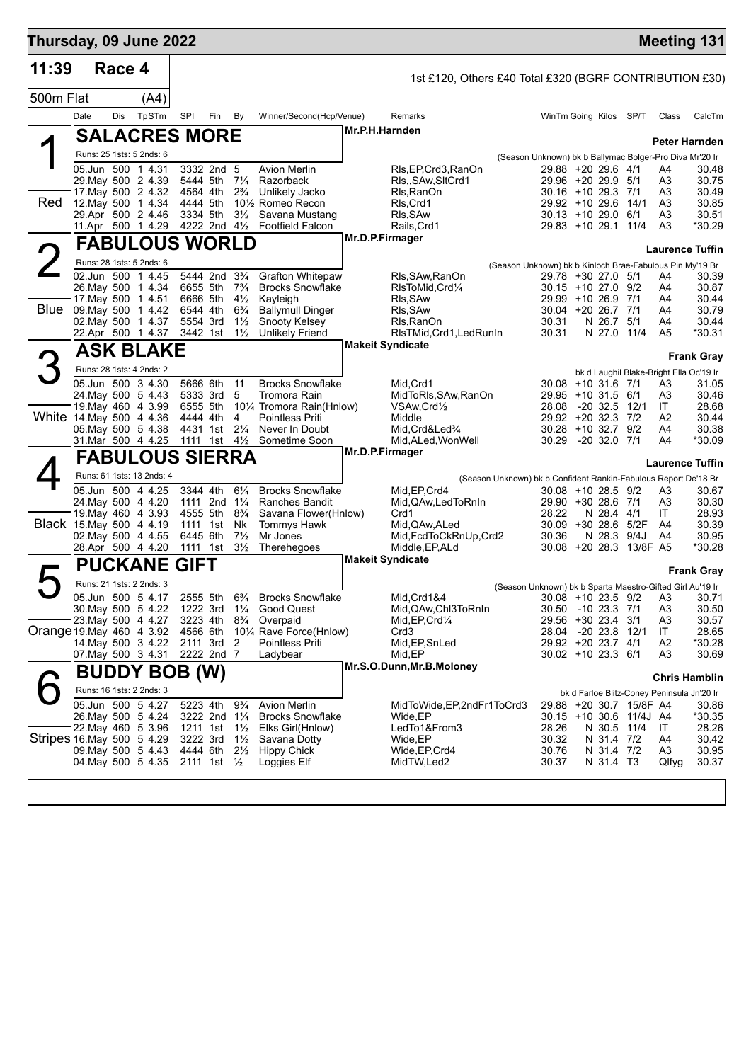# Thursday, 09 June 2022 — Meeting 131

**11:39 Race 4** — 1st £120, Others £40 Total £320 (BGRF CONTRIBUTION £30)

500m Flat (A4)

## 1 — SALACRES MORE (Red)

Mr.P.H.Harnden — Trainer: Peter Harnden

Runs: 25 1sts: 5 2nds: 6 — (Season Unknown) bk b Ballymac Bolger-Pro Diva Mr'20 Ir

| Date | Dis | TpSTm | SPI | Fin | By | Winner/Second(Hcp/Venue) | Remarks | WinTm | Going | Kilos | SP/T | Class | CalcTm |
|---|---|---|---|---|---|---|---|---|---|---|---|---|---|
| 05.Jun | 500 | 1 4.31 | 3332 | 2nd | 5 | Avion Merlin | Rls,EP,Crd3,RanOn | 29.88 | +20 | 29.6 | 4/1 | A4 | 30.48 |
| 29.May | 500 | 2 4.39 | 5444 | 5th | 7¼ | Razorback | Rls,,SAw,SltCrd1 | 29.96 | +20 | 29.9 | 5/1 | A3 | 30.75 |
| 17.May | 500 | 2 4.32 | 4564 | 4th | 2¾ | Unlikely Jacko | Rls,RanOn | 30.16 | +10 | 29.3 | 7/1 | A3 | 30.49 |
| 12.May | 500 | 1 4.34 | 4444 | 5th | 10½ | Romeo Recon | Rls,Crd1 | 29.92 | +10 | 29.6 | 14/1 | A3 | 30.85 |
| 29.Apr | 500 | 2 4.46 | 3334 | 5th | 3½ | Savana Mustang | Rls,SAw | 30.13 | +10 | 29.0 | 6/1 | A3 | 30.51 |
| 11.Apr | 500 | 1 4.29 | 4222 | 2nd | 4½ | Footfield Falcon | Rails,Crd1 | 29.83 | +10 | 29.1 | 11/4 | A3 | *30.29 |

## 2 — FABULOUS WORLD (Blue)

Mr.D.P.Firmager — Trainer: Laurence Tuffin

Runs: 28 1sts: 5 2nds: 6 — (Season Unknown) bk b Kinloch Brae-Fabulous Pin My'19 Br

| Date | Dis | TpSTm | SPI | Fin | By | Winner/Second(Hcp/Venue) | Remarks | WinTm | Going | Kilos | SP/T | Class | CalcTm |
|---|---|---|---|---|---|---|---|---|---|---|---|---|---|
| 02.Jun | 500 | 1 4.45 | 5444 | 2nd | 3¾ | Grafton Whitepaw | Rls,SAw,RanOn | 29.78 | +30 | 27.0 | 5/1 | A4 | 30.39 |
| 26.May | 500 | 1 4.34 | 6655 | 5th | 7¾ | Brocks Snowflake | RlsToMid,Crd¼ | 30.15 | +10 | 27.0 | 9/2 | A4 | 30.87 |
| 17.May | 500 | 1 4.51 | 6666 | 5th | 4½ | Kayleigh | Rls,SAw | 29.99 | +10 | 26.9 | 7/1 | A4 | 30.44 |
| 09.May | 500 | 1 4.42 | 6544 | 4th | 6¾ | Ballymull Dinger | Rls,SAw | 30.04 | +20 | 26.7 | 7/1 | A4 | 30.79 |
| 02.May | 500 | 1 4.37 | 5554 | 3rd | 1½ | Snooty Kelsey | Rls,RanOn | 30.31 | N | 26.7 | 5/1 | A4 | 30.44 |
| 22.Apr | 500 | 1 4.37 | 3442 | 1st | 1½ | Unlikely Friend | RlsTMid,Crd1,LedRunIn | 30.31 | N | 27.0 | 11/4 | A5 | *30.31 |

## 3 — ASK BLAKE (White)

Makeit Syndicate — Trainer: Frank Gray

Runs: 28 1sts: 4 2nds: 2 — bk d Laughil Blake-Bright Ella Oc'19 Ir

| Date | Dis | TpSTm | SPI | Fin | By | Winner/Second(Hcp/Venue) | Remarks | WinTm | Going | Kilos | SP/T | Class | CalcTm |
|---|---|---|---|---|---|---|---|---|---|---|---|---|---|
| 05.Jun | 500 | 3 4.30 | 5666 | 6th | 11 | Brocks Snowflake | Mid,Crd1 | 30.08 | +10 | 31.6 | 7/1 | A3 | 31.05 |
| 24.May | 500 | 5 4.43 | 5333 | 3rd | 5 | Tromora Rain | MidToRls,SAw,RanOn | 29.95 | +10 | 31.5 | 6/1 | A3 | 30.46 |
| 19.May | 460 | 4 3.99 | 6555 | 5th | 10¼ | Tromora Rain(Hnlow) | VSAw,Crd½ | 28.08 | -20 | 32.5 | 12/1 | IT | 28.68 |
| 14.May | 500 | 4 4.36 | 4444 | 4th | 4 | Pointless Priti | Middle | 29.92 | +20 | 32.3 | 7/2 | A2 | 30.44 |
| 05.May | 500 | 5 4.38 | 4431 | 1st | 2¼ | Never In Doubt | Mid,Crd&Led¾ | 30.28 | +10 | 32.7 | 9/2 | A4 | 30.38 |
| 31.Mar | 500 | 4 4.25 | 1111 | 1st | 4½ | Sometime Soon | Mid,ALed,WonWell | 30.29 | -20 | 32.0 | 7/1 | A4 | *30.09 |

## 4 — FABULOUS SIERRA (Black)

Mr.D.P.Firmager — Trainer: Laurence Tuffin

Runs: 61 1sts: 13 2nds: 4 — (Season Unknown) bk b Confident Rankin-Fabulous Report De'18 Br

| Date | Dis | TpSTm | SPI | Fin | By | Winner/Second(Hcp/Venue) | Remarks | WinTm | Going | Kilos | SP/T | Class | CalcTm |
|---|---|---|---|---|---|---|---|---|---|---|---|---|---|
| 05.Jun | 500 | 4 4.25 | 3344 | 4th | 6¼ | Brocks Snowflake | Mid,EP,Crd4 | 30.08 | +10 | 28.5 | 9/2 | A3 | 30.67 |
| 24.May | 500 | 4 4.20 | 1111 | 2nd | 1¼ | Ranches Bandit | Mid,QAw,LedToRnIn | 29.90 | +30 | 28.6 | 7/1 | A3 | 30.30 |
| 19.May | 460 | 4 3.93 | 4555 | 5th | 8¾ | Savana Flower(Hnlow) | Crd1 | 28.22 | N | 28.4 | 4/1 | IT | 28.93 |
| 15.May | 500 | 4 4.19 | 1111 | 1st | Nk | Tommys Hawk | Mid,QAw,ALed | 30.09 | +30 | 28.6 | 5/2F | A4 | 30.39 |
| 02.May | 500 | 4 4.55 | 6445 | 6th | 7½ | Mr Jones | Mid,FcdToCkRnUp,Crd2 | 30.36 | N | 28.3 | 9/4J | A4 | 30.95 |
| 28.Apr | 500 | 4 4.20 | 1111 | 1st | 3½ | Therehegoes | Middle,EP,ALd | 30.08 | +20 | 28.3 | 13/8F | A5 | *30.28 |

## 5 — PUCKANE GIFT (Orange)

Makeit Syndicate — Trainer: Frank Gray

Runs: 21 1sts: 2 2nds: 3 — (Season Unknown) bk b Sparta Maestro-Gifted Girl Au'19 Ir

| Date | Dis | TpSTm | SPI | Fin | By | Winner/Second(Hcp/Venue) | Remarks | WinTm | Going | Kilos | SP/T | Class | CalcTm |
|---|---|---|---|---|---|---|---|---|---|---|---|---|---|
| 05.Jun | 500 | 5 4.17 | 2555 | 5th | 6¾ | Brocks Snowflake | Mid,Crd1&4 | 30.08 | +10 | 23.5 | 9/2 | A3 | 30.71 |
| 30.May | 500 | 5 4.22 | 1222 | 3rd | 1¼ | Good Quest | Mid,QAw,Chl3ToRnIn | 30.50 | -10 | 23.3 | 7/1 | A3 | 30.50 |
| 23.May | 500 | 4 4.27 | 3223 | 4th | 8¾ | Overpaid | Mid,EP,Crd¼ | 29.56 | +30 | 23.4 | 3/1 | A3 | 30.57 |
| 19.May | 460 | 4 3.92 | 4566 | 6th | 10¼ | Rave Force(Hnlow) | Crd3 | 28.04 | -20 | 23.8 | 12/1 | IT | 28.65 |
| 14.May | 500 | 3 4.22 | 2111 | 3rd | 2 | Pointless Priti | Mid,EP,SnLed | 29.92 | +20 | 23.7 | 4/1 | A2 | *30.28 |
| 07.May | 500 | 3 4.31 | 2222 | 2nd | 7 | Ladybear | Mid,EP | 30.02 | +10 | 23.3 | 6/1 | A3 | 30.69 |

## 6 — BUDDY BOB (W) (Stripes)

Mr.S.O.Dunn,Mr.B.Moloney — Trainer: Chris Hamblin

Runs: 16 1sts: 2 2nds: 3 — bk d Farloe Blitz-Coney Peninsula Jn'20 Ir

| Date | Dis | TpSTm | SPI | Fin | By | Winner/Second(Hcp/Venue) | Remarks | WinTm | Going | Kilos | SP/T | Class | CalcTm |
|---|---|---|---|---|---|---|---|---|---|---|---|---|---|
| 05.Jun | 500 | 5 4.27 | 5223 | 4th | 9¾ | Avion Merlin | MidToWide,EP,2ndFr1ToCrd3 | 29.88 | +20 | 30.7 | 15/8F | A4 | 30.86 |
| 26.May | 500 | 5 4.24 | 3222 | 2nd | 1¼ | Brocks Snowflake | Wide,EP | 30.15 | +10 | 30.6 | 11/4J | A4 | *30.35 |
| 22.May | 460 | 5 3.96 | 1211 | 1st | 1½ | Elks Girl(Hnlow) | LedTo1&From3 | 28.26 | N | 30.5 | 11/4 | IT | 28.26 |
| 16.May | 500 | 5 4.29 | 3222 | 3rd | 1½ | Savana Dotty | Wide,EP | 30.32 | N | 31.4 | 7/2 | A4 | 30.42 |
| 09.May | 500 | 5 4.43 | 4444 | 6th | 2½ | Hippy Chick | Wide,EP,Crd4 | 30.76 | N | 31.4 | 7/2 | A3 | 30.95 |
| 04.May | 500 | 5 4.35 | 2111 | 1st | ½ | Loggies Elf | MidTW,Led2 | 30.37 | N | 31.4 | T3 | Qlfyg | 30.37 |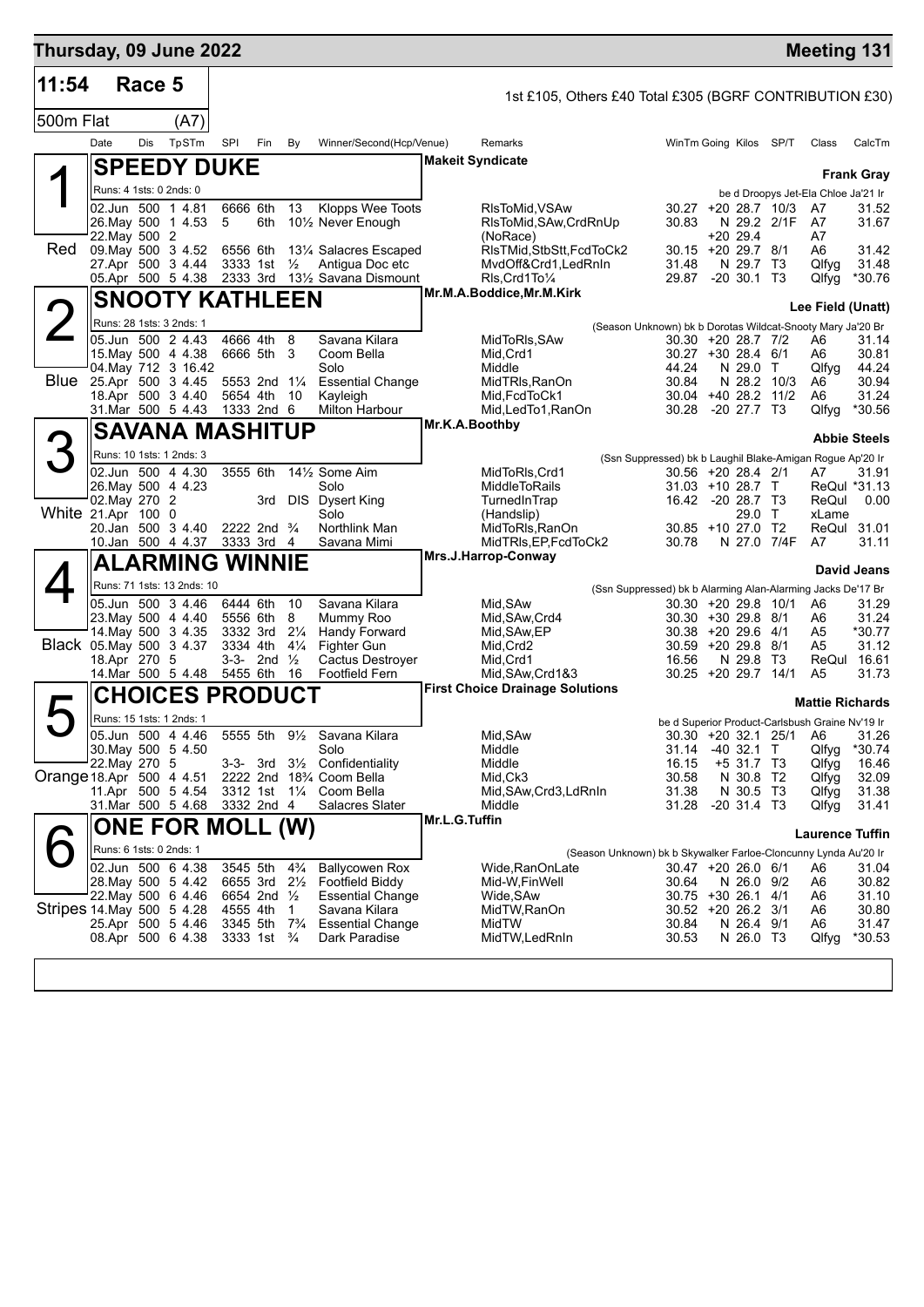# Thursday, 09 June 2022 — Meeting 131

## 11:54 Race 5

1st £105, Others £40 Total £305 (BGRF CONTRIBUTION £30)

500m Flat (A7)

| Date | Dis | TpSTm | SPI | Fin | By | Winner/Second(Hcp/Venue) | Remarks | WinTm | Going | Kilos | SP/T | Class | CalcTm |
|---|---|---|---|---|---|---|---|---|---|---|---|---|---|

### 1 — SPEEDY DUKE (Red)

Makeit Syndicate — Frank Gray

Runs: 4 1sts: 0 2nds: 0 — be d Droopys Jet-Ela Chloe Ja'21 Ir

| Date | Dis | TpSTm | SPI | Fin | By | Winner/Second(Hcp/Venue) | Remarks | WinTm | Going | Kilos | SP/T | Class | CalcTm |
|---|---|---|---|---|---|---|---|---|---|---|---|---|---|
| 02.Jun | 500 | 1 4.81 | 6666 | 6th | 13 | Klopps Wee Toots | RlsToMid,VSAw | 30.27 | +20 | 28.7 | 10/3 | A7 | 31.52 |
| 26.May | 500 | 1 4.53 | 5 | 6th | 10½ | Never Enough | RlsToMid,SAw,CrdRnUp | 30.83 | N | 29.2 | 2/1F | A7 | 31.67 |
| 22.May | 500 | 2 | | | | | (NoRace) | | +20 | 29.4 | | A7 | |
| 09.May | 500 | 3 4.52 | 6556 | 6th | 13¼ | Salacres Escaped | RlsTMid,StbStt,FcdToCk2 | 30.15 | +20 | 29.7 | 8/1 | A6 | 31.42 |
| 27.Apr | 500 | 3 4.44 | 3333 | 1st | ½ | Antigua Doc etc | MvdOff&Crd1,LedRnIn | 31.48 | N | 29.7 | T3 | Qlfyg | 31.48 |
| 05.Apr | 500 | 5 4.38 | 2333 | 3rd | 13½ | Savana Dismount | Rls,Crd1To¼ | 29.87 | -20 | 30.1 | T3 | Qlfyg | *30.76 |

### 2 — SNOOTY KATHLEEN (Blue)

Mr.M.A.Boddice,Mr.M.Kirk — Lee Field (Unatt)

Runs: 28 1sts: 3 2nds: 1 — (Season Unknown) bk b Dorotas Wildcat-Snooty Mary Ja'20 Br

| Date | Dis | TpSTm | SPI | Fin | By | Winner/Second(Hcp/Venue) | Remarks | WinTm | Going | Kilos | SP/T | Class | CalcTm |
|---|---|---|---|---|---|---|---|---|---|---|---|---|---|
| 05.Jun | 500 | 2 4.43 | 4666 | 4th | 8 | Savana Kilara | MidToRls,SAw | 30.30 | +20 | 28.7 | 7/2 | A6 | 31.14 |
| 15.May | 500 | 4 4.38 | 6666 | 5th | 3 | Coom Bella | Mid,Crd1 | 30.27 | +30 | 28.4 | 6/1 | A6 | 30.81 |
| 04.May | 712 | 3 16.42 | | | | Solo | Middle | 44.24 | N | 29.0 | T | Qlfyg | 44.24 |
| 25.Apr | 500 | 3 4.45 | 5553 | 2nd | 1¼ | Essential Change | MidTRls,RanOn | 30.84 | N | 28.2 | 10/3 | A6 | 30.94 |
| 18.Apr | 500 | 3 4.40 | 5654 | 4th | 10 | Kayleigh | Mid,FcdToCk1 | 30.04 | +40 | 28.2 | 11/2 | A6 | 31.24 |
| 31.Mar | 500 | 5 4.43 | 1333 | 2nd | 6 | Milton Harbour | Mid,LedTo1,RanOn | 30.28 | -20 | 27.7 | T3 | Qlfyg | *30.56 |

### 3 — SAVANA MASHITUP (White)

Mr.K.A.Boothby — Abbie Steels

Runs: 10 1sts: 1 2nds: 3 — (Ssn Suppressed) bk b Laughil Blake-Amigan Rogue Ap'20 Ir

| Date | Dis | TpSTm | SPI | Fin | By | Winner/Second(Hcp/Venue) | Remarks | WinTm | Going | Kilos | SP/T | Class | CalcTm |
|---|---|---|---|---|---|---|---|---|---|---|---|---|---|
| 02.Jun | 500 | 4 4.30 | 3555 | 6th | 14½ | Some Aim | MidToRls,Crd1 | 30.56 | +20 | 28.4 | 2/1 | A7 | 31.91 |
| 26.May | 500 | 4 4.23 | | | | Solo | MiddleToRails | 31.03 | +10 | 28.7 | T | ReQul | *31.13 |
| 02.May | 270 | 2 | | 3rd | DIS | Dysert King | TurnedInTrap | 16.42 | -20 | 28.7 | T3 | ReQul | 0.00 |
| 21.Apr | 100 | 0 | | | | Solo | (Handslip) | | | 29.0 | T | xLame | |
| 20.Jan | 500 | 3 4.40 | 2222 | 2nd | ¾ | Northlink Man | MidToRls,RanOn | 30.85 | +10 | 27.0 | T2 | ReQul | 31.01 |
| 10.Jan | 500 | 4 4.37 | 3333 | 3rd | 4 | Savana Mimi | MidTRls,EP,FcdToCk2 | 30.78 | N | 27.0 | 7/4F | A7 | 31.11 |

### 4 — ALARMING WINNIE (Black)

Mrs.J.Harrop-Conway — David Jeans

Runs: 71 1sts: 13 2nds: 10 — (Ssn Suppressed) bk b Alarming Alan-Alarming Jacks De'17 Br

| Date | Dis | TpSTm | SPI | Fin | By | Winner/Second(Hcp/Venue) | Remarks | WinTm | Going | Kilos | SP/T | Class | CalcTm |
|---|---|---|---|---|---|---|---|---|---|---|---|---|---|
| 05.Jun | 500 | 3 4.46 | 6444 | 6th | 10 | Savana Kilara | Mid,SAw | 30.30 | +20 | 29.8 | 10/1 | A6 | 31.29 |
| 23.May | 500 | 4 4.40 | 5556 | 6th | 8 | Mummy Roo | Mid,SAw,Crd4 | 30.30 | +30 | 29.8 | 8/1 | A6 | 31.24 |
| 14.May | 500 | 3 4.35 | 3332 | 3rd | 2¼ | Handy Forward | Mid,SAw,EP | 30.38 | +20 | 29.6 | 4/1 | A5 | *30.77 |
| 05.May | 500 | 3 4.37 | 3334 | 4th | 4¼ | Fighter Gun | Mid,Crd2 | 30.59 | +20 | 29.8 | 8/1 | A5 | 31.12 |
| 18.Apr | 270 | 5 | 3-3- | 2nd | ½ | Cactus Destroyer | Mid,Crd1 | 16.56 | N | 29.8 | T3 | ReQul | 16.61 |
| 14.Mar | 500 | 5 4.48 | 5455 | 6th | 16 | Footfield Fern | Mid,SAw,Crd1&3 | 30.25 | +20 | 29.7 | 14/1 | A5 | 31.73 |

### 5 — CHOICES PRODUCT (Orange)

First Choice Drainage Solutions — Mattie Richards

Runs: 15 1sts: 1 2nds: 1 — be d Superior Product-Carlsbush Graine Nv'19 Ir

| Date | Dis | TpSTm | SPI | Fin | By | Winner/Second(Hcp/Venue) | Remarks | WinTm | Going | Kilos | SP/T | Class | CalcTm |
|---|---|---|---|---|---|---|---|---|---|---|---|---|---|
| 05.Jun | 500 | 4 4.46 | 5555 | 5th | 9½ | Savana Kilara | Mid,SAw | 30.30 | +20 | 32.1 | 25/1 | A6 | 31.26 |
| 30.May | 500 | 5 4.50 | | | | Solo | Middle | 31.14 | -40 | 32.1 | T | Qlfyg | *30.74 |
| 22.May | 270 | 5 | 3-3- | 3rd | 3½ | Confidentiality | Middle | 16.15 | +5 | 31.7 | T3 | Qlfyg | 16.46 |
| 18.Apr | 500 | 4 4.51 | 2222 | 2nd | 18¾ | Coom Bella | Mid,Ck3 | 30.58 | N | 30.8 | T2 | Qlfyg | 32.09 |
| 11.Apr | 500 | 5 4.54 | 3312 | 1st | 1¼ | Coom Bella | Mid,SAw,Crd3,LdRnIn | 31.38 | N | 30.5 | T3 | Qlfyg | 31.38 |
| 31.Mar | 500 | 5 4.68 | 3332 | 2nd | 4 | Salacres Slater | Middle | 31.28 | -20 | 31.4 | T3 | Qlfyg | 31.41 |

### 6 — ONE FOR MOLL (W) (Stripes)

Mr.L.G.Tuffin — Laurence Tuffin

Runs: 6 1sts: 0 2nds: 1 — (Season Unknown) bk b Skywalker Farloe-Cloncunny Lynda Au'20 Ir

| Date | Dis | TpSTm | SPI | Fin | By | Winner/Second(Hcp/Venue) | Remarks | WinTm | Going | Kilos | SP/T | Class | CalcTm |
|---|---|---|---|---|---|---|---|---|---|---|---|---|---|
| 02.Jun | 500 | 6 4.38 | 3545 | 5th | 4¾ | Ballycowen Rox | Wide,RanOnLate | 30.47 | +20 | 26.0 | 6/1 | A6 | 31.04 |
| 28.May | 500 | 5 4.42 | 6655 | 3rd | 2½ | Footfield Biddy | Mid-W,FinWell | 30.64 | N | 26.0 | 9/2 | A6 | 30.82 |
| 22.May | 500 | 6 4.46 | 6654 | 2nd | ½ | Essential Change | Wide,SAw | 30.75 | +30 | 26.1 | 4/1 | A6 | 31.10 |
| 14.May | 500 | 5 4.28 | 4555 | 4th | 1 | Savana Kilara | MidTW,RanOn | 30.52 | +20 | 26.2 | 3/1 | A6 | 30.80 |
| 25.Apr | 500 | 5 4.46 | 3345 | 5th | 7¾ | Essential Change | MidTW | 30.84 | N | 26.4 | 9/1 | A6 | 31.47 |
| 08.Apr | 500 | 6 4.38 | 3333 | 1st | ¾ | Dark Paradise | MidTW,LedRnIn | 30.53 | N | 26.0 | T3 | Qlfyg | *30.53 |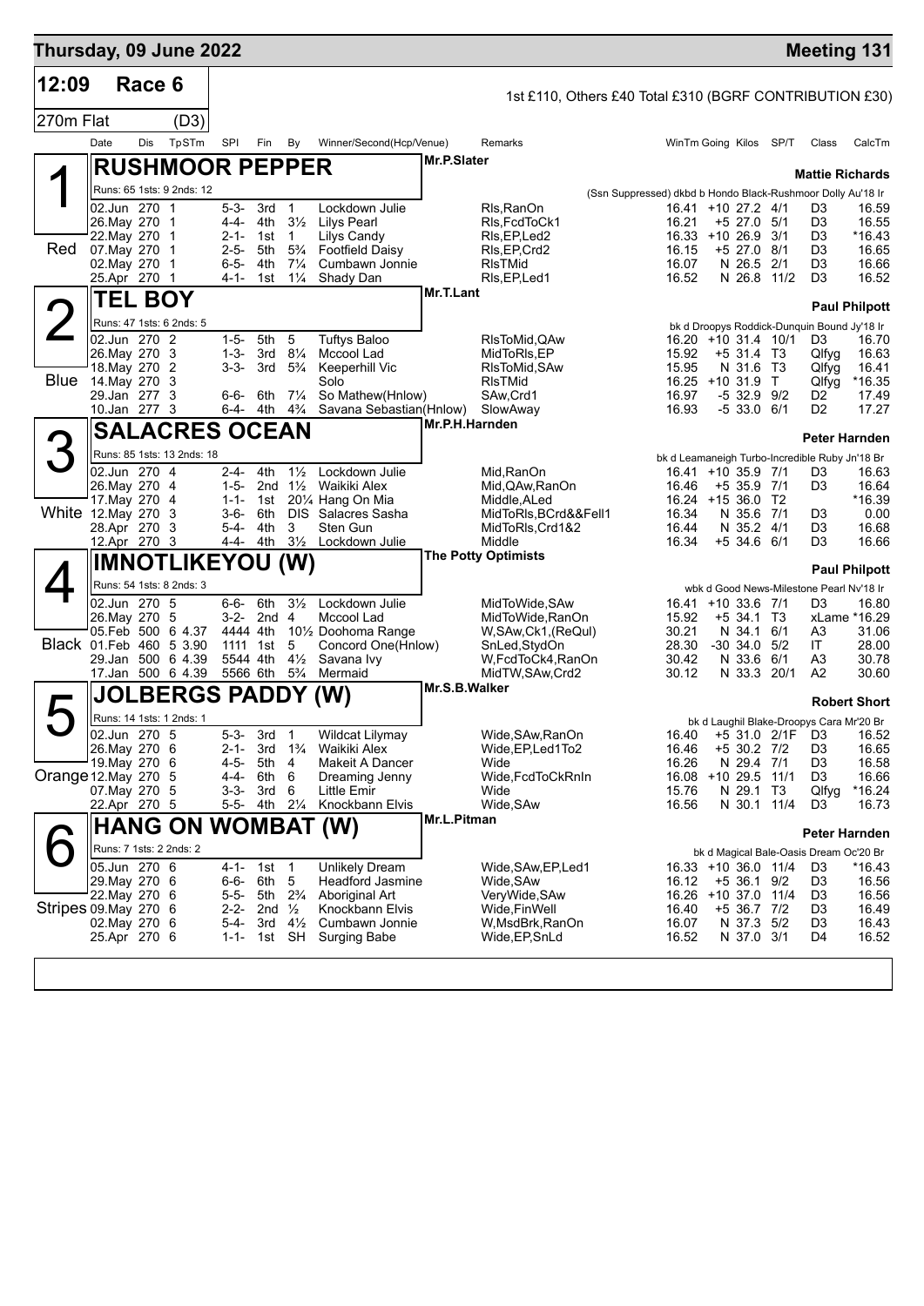# Thursday, 09 June 2022 — Meeting 131

## 12:09 Race 6

1st £110, Others £40 Total £310 (BGRF CONTRIBUTION £30)

270m Flat (D3)

### 1 — Red — RUSHMOOR PEPPER

Mr.P.Slater — Mattie Richards

Runs: 65 1sts: 9 2nds: 12

(Ssn Suppressed) dkbd b Hondo Black-Rushmoor Dolly Au'18 Ir

| Date | Dis | TpSTm | SPI | Fin | By | Winner/Second(Hcp/Venue) | Remarks | WinTm | Going | Kilos | SP/T | Class | CalcTm |
|---|---|---|---|---|---|---|---|---|---|---|---|---|---|
| 02.Jun | 270 | 1 | 5-3- | 3rd | 1 | Lockdown Julie | Rls,RanOn | 16.41 | +10 | 27.2 | 4/1 | D3 | 16.59 |
| 26.May | 270 | 1 | 4-4- | 4th | 3½ | Lilys Pearl | Rls,FcdToCk1 | 16.21 | +5 | 27.0 | 5/1 | D3 | 16.55 |
| 22.May | 270 | 1 | 2-1- | 1st | 1 | Lilys Candy | Rls,EP,Led2 | 16.33 | +10 | 26.9 | 3/1 | D3 | *16.43 |
| 07.May | 270 | 1 | 2-5- | 5th | 5¾ | Footfield Daisy | Rls,EP,Crd2 | 16.15 | +5 | 27.0 | 8/1 | D3 | 16.65 |
| 02.May | 270 | 1 | 6-5- | 4th | 7¼ | Cumbawn Jonnie | RlsTMid | 16.07 | N | 26.5 | 2/1 | D3 | 16.66 |
| 25.Apr | 270 | 1 | 4-1- | 1st | 1¼ | Shady Dan | Rls,EP,Led1 | 16.52 | N | 26.8 | 11/2 | D3 | 16.52 |

### 2 — Blue — TEL BOY

Mr.T.Lant — Paul Philpott

Runs: 47 1sts: 6 2nds: 5

bk d Droopys Roddick-Dunquin Bound Jy'18 Ir

| Date | Dis | TpSTm | SPI | Fin | By | Winner/Second(Hcp/Venue) | Remarks | WinTm | Going | Kilos | SP/T | Class | CalcTm |
|---|---|---|---|---|---|---|---|---|---|---|---|---|---|
| 02.Jun | 270 | 2 | 1-5- | 5th | 5 | Tuftys Baloo | RlsToMid,QAw | 16.20 | +10 | 31.4 | 10/1 | D3 | 16.70 |
| 26.May | 270 | 3 | 1-3- | 3rd | 8¼ | Mccool Lad | MidToRls,EP | 15.92 | +5 | 31.4 | T3 | Qlfyg | 16.63 |
| 18.May | 270 | 2 | 3-3- | 3rd | 5¾ | Keeperhill Vic | RlsToMid,SAw | 15.95 | N | 31.6 | T3 | Qlfyg | 16.41 |
| 14.May | 270 | 3 | | | | Solo | RlsTMid | 16.25 | +10 | 31.9 | T | Qlfyg | *16.35 |
| 29.Jan | 277 | 3 | 6-6- | 6th | 7¼ | So Mathew(Hnlow) | SAw,Crd1 | 16.97 | -5 | 32.9 | 9/2 | D2 | 17.49 |
| 10.Jan | 277 | 3 | 6-4- | 4th | 4¾ | Savana Sebastian(Hnlow) | SlowAway | 16.93 | -5 | 33.0 | 6/1 | D2 | 17.27 |

### 3 — White — SALACRES OCEAN

Mr.P.H.Harnden — Peter Harnden

Runs: 85 1sts: 13 2nds: 18

bk d Leamaneigh Turbo-Incredible Ruby Jn'18 Br

| Date | Dis | TpSTm | SPI | Fin | By | Winner/Second(Hcp/Venue) | Remarks | WinTm | Going | Kilos | SP/T | Class | CalcTm |
|---|---|---|---|---|---|---|---|---|---|---|---|---|---|
| 02.Jun | 270 | 4 | 2-4- | 4th | 1½ | Lockdown Julie | Mid,RanOn | 16.41 | +10 | 35.9 | 7/1 | D3 | 16.63 |
| 26.May | 270 | 4 | 1-5- | 2nd | 1½ | Waikiki Alex | Mid,QAw,RanOn | 16.46 | +5 | 35.9 | 7/1 | D3 | 16.64 |
| 17.May | 270 | 4 | 1-1- | 1st | 20¼ | Hang On Mia | Middle,ALed | 16.24 | +15 | 36.0 | T2 | | *16.39 |
| 12.May | 270 | 3 | 3-6- | 6th | DIS | Salacres Sasha | MidToRls,BCrd&&Fell1 | 16.34 | N | 35.6 | 7/1 | D3 | 0.00 |
| 28.Apr | 270 | 3 | 5-4- | 4th | 3 | Sten Gun | MidToRls,Crd1&2 | 16.44 | N | 35.2 | 4/1 | D3 | 16.68 |
| 12.Apr | 270 | 3 | 4-4- | 4th | 3½ | Lockdown Julie | Middle | 16.34 | +5 | 34.6 | 6/1 | D3 | 16.66 |

### 4 — Black — IMNOTLIKEYOU (W)

The Potty Optimists — Paul Philpott

Runs: 54 1sts: 8 2nds: 3

wbk d Good News-Milestone Pearl Nv'18 Ir

| Date | Dis | TpSTm | SPI | Fin | By | Winner/Second(Hcp/Venue) | Remarks | WinTm | Going | Kilos | SP/T | Class | CalcTm |
|---|---|---|---|---|---|---|---|---|---|---|---|---|---|
| 02.Jun | 270 | 5 | 6-6- | 6th | 3½ | Lockdown Julie | MidToWide,SAw | 16.41 | +10 | 33.6 | 7/1 | D3 | 16.80 |
| 26.May | 270 | 5 | 3-2- | 2nd | 4 | Mccool Lad | MidToWide,RanOn | 15.92 | +5 | 34.1 | T3 | xLame | *16.29 |
| 05.Feb | 500 | 6 4.37 | 4444 | 4th | 10½ | Doohoma Range | W,SAw,Ck1,(ReQul) | 30.21 | N | 34.1 | 6/1 | A3 | 31.06 |
| 01.Feb | 460 | 5 3.90 | 1111 | 1st | 5 | Concord One(Hnlow) | SnLed,StydOn | 28.30 | -30 | 34.0 | 5/2 | IT | 28.00 |
| 29.Jan | 500 | 6 4.39 | 5544 | 4th | 4½ | Savana Ivy | W,FcdToCk4,RanOn | 30.42 | N | 33.6 | 6/1 | A3 | 30.78 |
| 17.Jan | 500 | 6 4.39 | 5566 | 6th | 5¾ | Mermaid | MidTW,SAw,Crd2 | 30.12 | N | 33.3 | 20/1 | A2 | 30.60 |

### 5 — Orange — JOLBERGS PADDY (W)

Mr.S.B.Walker — Robert Short

Runs: 14 1sts: 1 2nds: 1

bk d Laughil Blake-Droopys Cara Mr'20 Br

| Date | Dis | TpSTm | SPI | Fin | By | Winner/Second(Hcp/Venue) | Remarks | WinTm | Going | Kilos | SP/T | Class | CalcTm |
|---|---|---|---|---|---|---|---|---|---|---|---|---|---|
| 02.Jun | 270 | 5 | 5-3- | 3rd | 1 | Wildcat Lilymay | Wide,SAw,RanOn | 16.40 | +5 | 31.0 | 2/1F | D3 | 16.52 |
| 26.May | 270 | 6 | 2-1- | 3rd | 1¾ | Waikiki Alex | Wide,EP,Led1To2 | 16.46 | +5 | 30.2 | 7/2 | D3 | 16.65 |
| 19.May | 270 | 6 | 4-5- | 5th | 4 | Makeit A Dancer | Wide | 16.26 | N | 29.4 | 7/1 | D3 | 16.58 |
| 12.May | 270 | 5 | 4-4- | 6th | 6 | Dreaming Jenny | Wide,FcdToCkRnIn | 16.08 | +10 | 29.5 | 11/1 | D3 | 16.66 |
| 07.May | 270 | 5 | 3-3- | 3rd | 6 | Little Emir | Wide | 15.76 | N | 29.1 | T3 | Qlfyg | *16.24 |
| 22.Apr | 270 | 5 | 5-5- | 4th | 2¼ | Knockbann Elvis | Wide,SAw | 16.56 | N | 30.1 | 11/4 | D3 | 16.73 |

### 6 — Stripes — HANG ON WOMBAT (W)

Mr.L.Pitman — Peter Harnden

Runs: 7 1sts: 2 2nds: 2

bk d Magical Bale-Oasis Dream Oc'20 Br

| Date | Dis | TpSTm | SPI | Fin | By | Winner/Second(Hcp/Venue) | Remarks | WinTm | Going | Kilos | SP/T | Class | CalcTm |
|---|---|---|---|---|---|---|---|---|---|---|---|---|---|
| 05.Jun | 270 | 6 | 4-1- | 1st | 1 | Unlikely Dream | Wide,SAw,EP,Led1 | 16.33 | +10 | 36.0 | 11/4 | D3 | *16.43 |
| 29.May | 270 | 6 | 6-6- | 6th | 5 | Headford Jasmine | Wide,SAw | 16.12 | +5 | 36.1 | 9/2 | D3 | 16.56 |
| 22.May | 270 | 6 | 5-5- | 5th | 2¾ | Aboriginal Art | VeryWide,SAw | 16.26 | +10 | 37.0 | 11/4 | D3 | 16.56 |
| 09.May | 270 | 6 | 2-2- | 2nd | ½ | Knockbann Elvis | Wide,FinWell | 16.40 | +5 | 36.7 | 7/2 | D3 | 16.49 |
| 02.May | 270 | 6 | 5-4- | 3rd | 4½ | Cumbawn Jonnie | W,MsdBrk,RanOn | 16.07 | N | 37.3 | 5/2 | D3 | 16.43 |
| 25.Apr | 270 | 6 | 1-1- | 1st | SH | Surging Babe | Wide,EP,SnLd | 16.52 | N | 37.0 | 3/1 | D4 | 16.52 |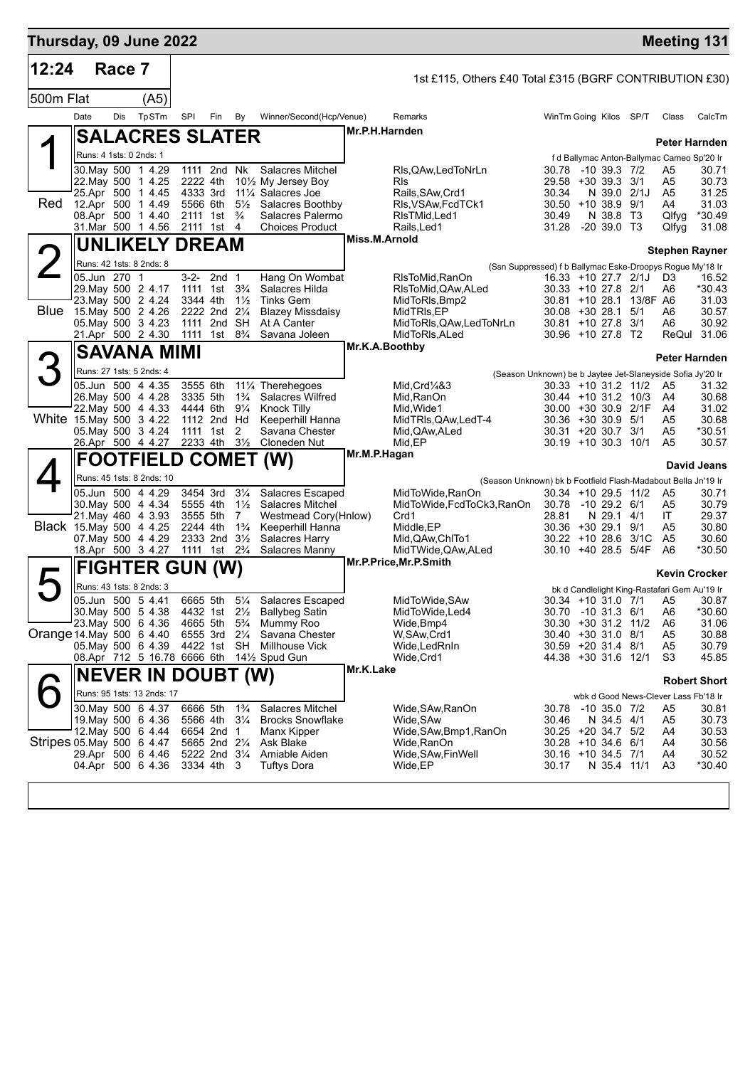# Thursday, 09 June 2022 — Meeting 131

**12:24 Race 7** — 1st £115, Others £40 Total £315 (BGRF CONTRIBUTION £30)

500m Flat (A5)

## 1 — SALACRES SLATER (Red)

Mr.P.H.Harnden — Trainer: Peter Harnden

Runs: 4 1sts: 0 2nds: 1 — f d Ballymac Anton-Ballymac Cameo Sp'20 Ir

| Date | Dis | TpSTm | SPI | Fin | By | Winner/Second(Hcp/Venue) | Remarks | WinTm | Going | Kilos | SP/T | Class | CalcTm |
|---|---|---|---|---|---|---|---|---|---|---|---|---|---|
| 30.May | 500 | 1 4.29 | 1111 | 2nd | Nk | Salacres Mitchel | Rls,QAw,LedToNrLn | 30.78 | -10 | 39.3 | 7/2 | A5 | 30.71 |
| 22.May | 500 | 1 4.25 | 2222 | 4th | 10½ | My Jersey Boy | Rls | 29.58 | +30 | 39.3 | 3/1 | A5 | 30.73 |
| 25.Apr | 500 | 1 4.45 | 4333 | 3rd | 11¼ | Salacres Joe | Rails,SAw,Crd1 | 30.34 | N | 39.0 | 2/1J | A5 | 31.25 |
| 12.Apr | 500 | 1 4.49 | 5566 | 6th | 5½ | Salacres Boothby | Rls,VSAw,FcdTCk1 | 30.50 | +10 | 38.9 | 9/1 | A4 | 31.03 |
| 08.Apr | 500 | 1 4.40 | 2111 | 1st | ¾ | Salacres Palermo | RlsTMid,Led1 | 30.49 | N | 38.8 | T3 | Qlfyg | *30.49 |
| 31.Mar | 500 | 1 4.56 | 2111 | 1st | 4 | Choices Product | Rails,Led1 | 31.28 | -20 | 39.0 | T3 | Qlfyg | 31.08 |

## 2 — UNLIKELY DREAM (Blue)

Miss.M.Arnold — Trainer: Stephen Rayner

Runs: 42 1sts: 8 2nds: 8 — (Ssn Suppressed) f b Ballymac Eske-Droopys Rogue My'18 Ir

| Date | Dis | TpSTm | SPI | Fin | By | Winner/Second(Hcp/Venue) | Remarks | WinTm | Going | Kilos | SP/T | Class | CalcTm |
|---|---|---|---|---|---|---|---|---|---|---|---|---|---|
| 05.Jun | 270 | 1 | 3-2- | 2nd | 1 | Hang On Wombat | RlsToMid,RanOn | 16.33 | +10 | 27.7 | 2/1J | D3 | 16.52 |
| 29.May | 500 | 2 4.17 | 1111 | 1st | 3¾ | Salacres Hilda | RlsToMid,QAw,ALed | 30.33 | +10 | 27.8 | 2/1 | A6 | *30.43 |
| 23.May | 500 | 2 4.24 | 3344 | 4th | 1½ | Tinks Gem | MidToRls,Bmp2 | 30.81 | +10 | 28.1 | 13/8F | A6 | 31.03 |
| 15.May | 500 | 2 4.26 | 2222 | 2nd | 2¼ | Blazey Missdaisy | MidTRls,EP | 30.08 | +30 | 28.1 | 5/1 | A6 | 30.57 |
| 05.May | 500 | 3 4.23 | 1111 | 2nd | SH | At A Canter | MidToRls,QAw,LedToNrLn | 30.81 | +10 | 27.8 | 3/1 | A6 | 30.92 |
| 21.Apr | 500 | 2 4.30 | 1111 | 1st | 8¾ | Savana Joleen | MidToRls,ALed | 30.96 | +10 | 27.8 | T2 | ReQul | 31.06 |

## 3 — SAVANA MIMI (White)

Mr.K.A.Boothby — Trainer: Peter Harnden

Runs: 27 1sts: 5 2nds: 4 — (Season Unknown) be b Jaytee Jet-Slaneyside Sofia Jy'20 Ir

| Date | Dis | TpSTm | SPI | Fin | By | Winner/Second(Hcp/Venue) | Remarks | WinTm | Going | Kilos | SP/T | Class | CalcTm |
|---|---|---|---|---|---|---|---|---|---|---|---|---|---|
| 05.Jun | 500 | 4 4.35 | 3555 | 6th | 11¼ | Therehegoes | Mid,Crd¼&3 | 30.33 | +10 | 31.2 | 11/2 | A5 | 31.32 |
| 26.May | 500 | 4 4.28 | 3335 | 5th | 1¾ | Salacres Wilfred | Mid,RanOn | 30.44 | +10 | 31.2 | 10/3 | A4 | 30.68 |
| 22.May | 500 | 4 4.33 | 4444 | 6th | 9¼ | Knock Tilly | Mid,Wide1 | 30.00 | +30 | 30.9 | 2/1F | A4 | 31.02 |
| 15.May | 500 | 3 4.22 | 1112 | 2nd | Hd | Keeperhill Hanna | MidTRls,QAw,LedT-4 | 30.36 | +30 | 30.9 | 5/1 | A5 | 30.68 |
| 05.May | 500 | 3 4.24 | 1111 | 1st | 2 | Savana Chester | Mid,QAw,ALed | 30.31 | +20 | 30.7 | 3/1 | A5 | *30.51 |
| 26.Apr | 500 | 4 4.27 | 2233 | 4th | 3½ | Cloneden Nut | Mid,EP | 30.19 | +10 | 30.3 | 10/1 | A5 | 30.57 |

## 4 — FOOTFIELD COMET (W) (Black)

Mr.M.P.Hagan — Trainer: David Jeans

Runs: 45 1sts: 8 2nds: 10 — (Season Unknown) bk b Footfield Flash-Madabout Bella Jn'19 Ir

| Date | Dis | TpSTm | SPI | Fin | By | Winner/Second(Hcp/Venue) | Remarks | WinTm | Going | Kilos | SP/T | Class | CalcTm |
|---|---|---|---|---|---|---|---|---|---|---|---|---|---|
| 05.Jun | 500 | 4 4.29 | 3454 | 3rd | 3¼ | Salacres Escaped | MidToWide,RanOn | 30.34 | +10 | 29.5 | 11/2 | A5 | 30.71 |
| 30.May | 500 | 4 4.34 | 5555 | 4th | 1½ | Salacres Mitchel | MidToWide,FcdToCk3,RanOn | 30.78 | -10 | 29.2 | 6/1 | A5 | 30.79 |
| 21.May | 460 | 4 3.93 | 3555 | 5th | 7 | Westmead Cory(Hnlow) | Crd1 | 28.81 | N | 29.1 | 4/1 | IT | 29.37 |
| 15.May | 500 | 4 4.25 | 2244 | 4th | 1¾ | Keeperhill Hanna | Middle,EP | 30.36 | +30 | 29.1 | 9/1 | A5 | 30.80 |
| 07.May | 500 | 4 4.29 | 2333 | 2nd | 3½ | Salacres Harry | Mid,QAw,ChlTo1 | 30.22 | +10 | 28.6 | 3/1C | A5 | 30.60 |
| 18.Apr | 500 | 3 4.27 | 1111 | 1st | 2¾ | Salacres Manny | MidTWide,QAw,ALed | 30.10 | +40 | 28.5 | 5/4F | A6 | *30.50 |

## 5 — FIGHTER GUN (W) (Orange)

Mr.P.Price,Mr.P.Smith — Trainer: Kevin Crocker

Runs: 43 1sts: 8 2nds: 3 — bk d Candlelight King-Rastafari Gem Au'19 Ir

| Date | Dis | TpSTm | SPI | Fin | By | Winner/Second(Hcp/Venue) | Remarks | WinTm | Going | Kilos | SP/T | Class | CalcTm |
|---|---|---|---|---|---|---|---|---|---|---|---|---|---|
| 05.Jun | 500 | 5 4.41 | 6665 | 5th | 5¼ | Salacres Escaped | MidToWide,SAw | 30.34 | +10 | 31.0 | 7/1 | A5 | 30.87 |
| 30.May | 500 | 5 4.38 | 4432 | 1st | 2½ | Ballybeg Satin | MidToWide,Led4 | 30.70 | -10 | 31.3 | 6/1 | A6 | *30.60 |
| 23.May | 500 | 6 4.36 | 4665 | 5th | 5¾ | Mummy Roo | Wide,Bmp4 | 30.30 | +30 | 31.2 | 11/2 | A6 | 31.06 |
| 14.May | 500 | 6 4.40 | 6555 | 3rd | 2¼ | Savana Chester | W,SAw,Crd1 | 30.40 | +30 | 31.0 | 8/1 | A5 | 30.88 |
| 05.May | 500 | 6 4.39 | 4422 | 1st | SH | Millhouse Vick | Wide,LedRnIn | 30.59 | +20 | 31.4 | 8/1 | A5 | 30.79 |
| 08.Apr | 712 | 5 16.78 | 6666 | 6th | 14½ | Spud Gun | Wide,Crd1 | 44.38 | +30 | 31.6 | 12/1 | S3 | 45.85 |

## 6 — NEVER IN DOUBT (W) (Stripes)

Mr.K.Lake — Trainer: Robert Short

Runs: 95 1sts: 13 2nds: 17 — wbk d Good News-Clever Lass Fb'18 Ir

| Date | Dis | TpSTm | SPI | Fin | By | Winner/Second(Hcp/Venue) | Remarks | WinTm | Going | Kilos | SP/T | Class | CalcTm |
|---|---|---|---|---|---|---|---|---|---|---|---|---|---|
| 30.May | 500 | 6 4.37 | 6666 | 5th | 1¾ | Salacres Mitchel | Wide,SAw,RanOn | 30.78 | -10 | 35.0 | 7/2 | A5 | 30.81 |
| 19.May | 500 | 6 4.36 | 5566 | 4th | 3¼ | Brocks Snowflake | Wide,SAw | 30.46 | N | 34.5 | 4/1 | A5 | 30.73 |
| 12.May | 500 | 6 4.44 | 6654 | 2nd | 1 | Manx Kipper | Wide,SAw,Bmp1,RanOn | 30.25 | +20 | 34.7 | 5/2 | A4 | 30.53 |
| 05.May | 500 | 6 4.47 | 5665 | 2nd | 2¼ | Ask Blake | Wide,RanOn | 30.28 | +10 | 34.6 | 6/1 | A4 | 30.56 |
| 29.Apr | 500 | 6 4.46 | 5222 | 2nd | 3¼ | Amiable Aiden | Wide,SAw,FinWell | 30.16 | +10 | 34.5 | 7/1 | A4 | 30.52 |
| 04.Apr | 500 | 6 4.36 | 3334 | 4th | 3 | Tuftys Dora | Wide,EP | 30.17 | N | 35.4 | 11/1 | A3 | *30.40 |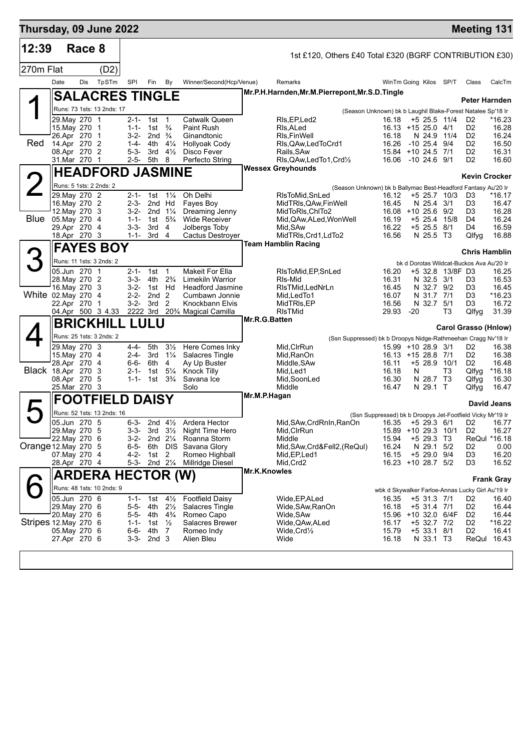# Thursday, 09 June 2022 — Meeting 131

## 12:39 Race 8

1st £120, Others £40 Total £320 (BGRF CONTRIBUTION £30)

270m Flat (D2)

### 1 — SALACRES TINGLE (Red)

Mr.P.H.Harnden,Mr.M.Pierrepont,Mr.S.D.Tingle — Trainer: Peter Harnden

Runs: 73 1sts: 13 2nds: 17 — (Season Unknown) bk b Laughil Blake-Forest Natalee Sp'18 Ir

| Date | Dis | TpSTm | SPI | Fin | By | Winner/Second(Hcp/Venue) | Remarks | WinTm | Going | Kilos | SP/T | Class | CalcTm |
|---|---|---|---|---|---|---|---|---|---|---|---|---|---|
| 29.May | 270 | 1 | 2-1- | 1st | 1 | Catwalk Queen | Rls,EP,Led2 | 16.18 | +5 | 25.5 | 11/4 | D2 | *16.23 |
| 15.May | 270 | 1 | 1-1- | 1st | ¾ | Paint Rush | Rls,ALed | 16.13 | +15 | 25.0 | 4/1 | D2 | 16.28 |
| 26.Apr | 270 | 1 | 3-2- | 2nd | ¾ | Ginandtonic | Rls,FinWell | 16.18 | N | 24.9 | 11/4 | D2 | 16.24 |
| 14.Apr | 270 | 2 | 1-4- | 4th | 4¼ | Hollyoak Cody | Rls,QAw,LedToCrd1 | 16.26 | -10 | 25.4 | 9/4 | D2 | 16.50 |
| 08.Apr | 270 | 2 | 5-3- | 3rd | 4½ | Disco Fever | Rails,SAw | 15.84 | +10 | 24.5 | 7/1 | D2 | 16.31 |
| 31.Mar | 270 | 1 | 2-5- | 5th | 8 | Perfecto String | Rls,QAw,LedTo1,Crd½ | 16.06 | -10 | 24.6 | 9/1 | D2 | 16.60 |

### 2 — HEADFORD JASMINE (Blue)

Wessex Greyhounds — Trainer: Kevin Crocker

Runs: 5 1sts: 2 2nds: 2 — (Season Unknown) bk b Ballymac Best-Headford Fantasy Au'20 Ir

| Date | Dis | TpSTm | SPI | Fin | By | Winner/Second(Hcp/Venue) | Remarks | WinTm | Going | Kilos | SP/T | Class | CalcTm |
|---|---|---|---|---|---|---|---|---|---|---|---|---|---|
| 29.May | 270 | 2 | 2-1- | 1st | 1¼ | Oh Delhi | RlsToMid,SnLed | 16.12 | +5 | 25.7 | 10/3 | D3 | *16.17 |
| 16.May | 270 | 2 | 2-3- | 2nd | Hd | Fayes Boy | MidTRls,QAw,FinWell | 16.45 | N | 25.4 | 3/1 | D3 | 16.47 |
| 12.May | 270 | 3 | 3-2- | 2nd | 1¼ | Dreaming Jenny | MidToRls,ChlTo2 | 16.08 | +10 | 25.6 | 9/2 | D3 | 16.28 |
| 05.May | 270 | 4 | 1-1- | 1st | 5¾ | Wide Receiver | Mid,QAw,ALed,WonWell | 16.19 | +5 | 25.4 | 15/8 | D4 | 16.24 |
| 29.Apr | 270 | 4 | 3-3- | 3rd | 4 | Jolbergs Toby | Mid,SAw | 16.22 | +5 | 25.5 | 8/1 | D4 | 16.59 |
| 18.Apr | 270 | 3 | 1-1- | 3rd | 4 | Cactus Destroyer | MidTRls,Crd1,LdTo2 | 16.56 | N | 25.5 | T3 | Qlfyg | 16.88 |

### 3 — FAYES BOY (White)

Team Hamblin Racing — Trainer: Chris Hamblin

Runs: 11 1sts: 3 2nds: 2 — bk d Dorotas Wildcat-Buckos Ava Au'20 Ir

| Date | Dis | TpSTm | SPI | Fin | By | Winner/Second(Hcp/Venue) | Remarks | WinTm | Going | Kilos | SP/T | Class | CalcTm |
|---|---|---|---|---|---|---|---|---|---|---|---|---|---|
| 05.Jun | 270 | 1 | 2-1- | 1st | 1 | Makeit For Ella | RlsToMid,EP,SnLed | 16.20 | +5 | 32.8 | 13/8F | D3 | 16.25 |
| 28.May | 270 | 2 | 3-3- | 4th | 2¾ | Limekiln Warrior | Rls-Mid | 16.31 | N | 32.5 | 3/1 | D3 | 16.53 |
| 16.May | 270 | 3 | 3-2- | 1st | Hd | Headford Jasmine | RlsTMid,LedNrLn | 16.45 | N | 32.7 | 9/2 | D3 | 16.45 |
| 02.May | 270 | 4 | 2-2- | 2nd | 2 | Cumbawn Jonnie | Mid,LedTo1 | 16.07 | N | 31.7 | 7/1 | D3 | *16.23 |
| 22.Apr | 270 | 1 | 3-2- | 3rd | 2 | Knockbann Elvis | MidTRls,EP | 16.56 | N | 32.7 | 5/1 | D3 | 16.72 |
| 04.Apr | 500 | 3 4.33 | 2222 | 3rd | 20¾ | Magical Camilla | RlsTMid | 29.93 | -20 | | T3 | Qlfyg | 31.39 |

### 4 — BRICKHILL LULU (Black)

Mr.R.G.Batten — Trainer: Carol Grasso (Hnlow)

Runs: 25 1sts: 3 2nds: 2 — (Ssn Suppressed) bk b Droopys Nidge-Rathmeehan Cragg Nv'18 Ir

| Date | Dis | TpSTm | SPI | Fin | By | Winner/Second(Hcp/Venue) | Remarks | WinTm | Going | Kilos | SP/T | Class | CalcTm |
|---|---|---|---|---|---|---|---|---|---|---|---|---|---|
| 29.May | 270 | 3 | 4-4- | 5th | 3½ | Here Comes Inky | Mid,ClrRun | 15.99 | +10 | 28.9 | 3/1 | D2 | 16.38 |
| 15.May | 270 | 4 | 2-4- | 3rd | 1¼ | Salacres Tingle | Mid,RanOn | 16.13 | +15 | 28.8 | 7/1 | D2 | 16.38 |
| 28.Apr | 270 | 4 | 6-6- | 6th | 4 | Ay Up Buster | Middle,SAw | 16.11 | +5 | 28.9 | 10/1 | D2 | 16.48 |
| 18.Apr | 270 | 3 | 2-1- | 1st | 5¼ | Knock Tilly | Mid,Led1 | 16.18 | N | | T3 | Qlfyg | *16.18 |
| 08.Apr | 270 | 5 | 1-1- | 1st | 3¾ | Savana Ice | Mid,SoonLed | 16.30 | N | 28.7 | T3 | Qlfyg | 16.30 |
| 25.Mar | 270 | 3 | | | | Solo | Middle | 16.47 | N | 29.1 | T | Qlfyg | 16.47 |

### 5 — FOOTFIELD DAISY (Orange)

Mr.M.P.Hagan — Trainer: David Jeans

Runs: 52 1sts: 13 2nds: 16 — (Ssn Suppressed) bk b Droopys Jet-Footfield Vicky Mr'19 Ir

| Date | Dis | TpSTm | SPI | Fin | By | Winner/Second(Hcp/Venue) | Remarks | WinTm | Going | Kilos | SP/T | Class | CalcTm |
|---|---|---|---|---|---|---|---|---|---|---|---|---|---|
| 05.Jun | 270 | 5 | 6-3- | 2nd | 4½ | Ardera Hector | Mid,SAw,CrdRnIn,RanOn | 16.35 | +5 | 29.3 | 6/1 | D2 | 16.77 |
| 29.May | 270 | 5 | 3-3- | 3rd | 3½ | Night Time Hero | Mid,ClrRun | 15.89 | +10 | 29.3 | 10/1 | D2 | 16.27 |
| 22.May | 270 | 6 | 3-2- | 2nd | 2¼ | Roanna Storm | Middle | 15.94 | +5 | 29.3 | T3 | ReQul | *16.18 |
| 12.May | 270 | 5 | 6-5- | 6th | DIS | Savana Glory | Mid,SAw,Crd&Fell2,(ReQul) | 16.24 | N | 29.1 | 5/2 | D2 | 0.00 |
| 07.May | 270 | 4 | 4-2- | 1st | 2 | Romeo Highball | Mid,EP,Led1 | 16.15 | +5 | 29.0 | 9/4 | D3 | 16.20 |
| 28.Apr | 270 | 4 | 5-3- | 2nd | 2¼ | Millridge Diesel | Mid,Crd2 | 16.23 | +10 | 28.7 | 5/2 | D3 | 16.52 |

### 6 — ARDERA HECTOR (W) (Stripes)

Mr.K.Knowles — Trainer: Frank Gray

Runs: 48 1sts: 10 2nds: 9 — wbk d Skywalker Farloe-Annas Lucky Girl Au'19 Ir

| Date | Dis | TpSTm | SPI | Fin | By | Winner/Second(Hcp/Venue) | Remarks | WinTm | Going | Kilos | SP/T | Class | CalcTm |
|---|---|---|---|---|---|---|---|---|---|---|---|---|---|
| 05.Jun | 270 | 6 | 1-1- | 1st | 4½ | Footfield Daisy | Wide,EP,ALed | 16.35 | +5 | 31.3 | 7/1 | D2 | 16.40 |
| 29.May | 270 | 6 | 5-5- | 4th | 2½ | Salacres Tingle | Wide,SAw,RanOn | 16.18 | +5 | 31.4 | 7/1 | D2 | 16.44 |
| 20.May | 270 | 6 | 5-5- | 4th | 4¾ | Romeo Capo | Wide,SAw | 15.96 | +10 | 32.0 | 6/4F | D2 | 16.44 |
| 12.May | 270 | 6 | 1-1- | 1st | ½ | Salacres Brewer | Wide,QAw,ALed | 16.17 | +5 | 32.7 | 7/2 | D2 | *16.22 |
| 05.May | 270 | 6 | 6-6- | 4th | 7 | Romeo Indy | Wide,Crd½ | 15.79 | +5 | 33.1 | 8/1 | D2 | 16.41 |
| 27.Apr | 270 | 6 | 3-3- | 2nd | 3 | Alien Bleu | Wide | 16.18 | N | 33.1 | T3 | ReQul | 16.43 |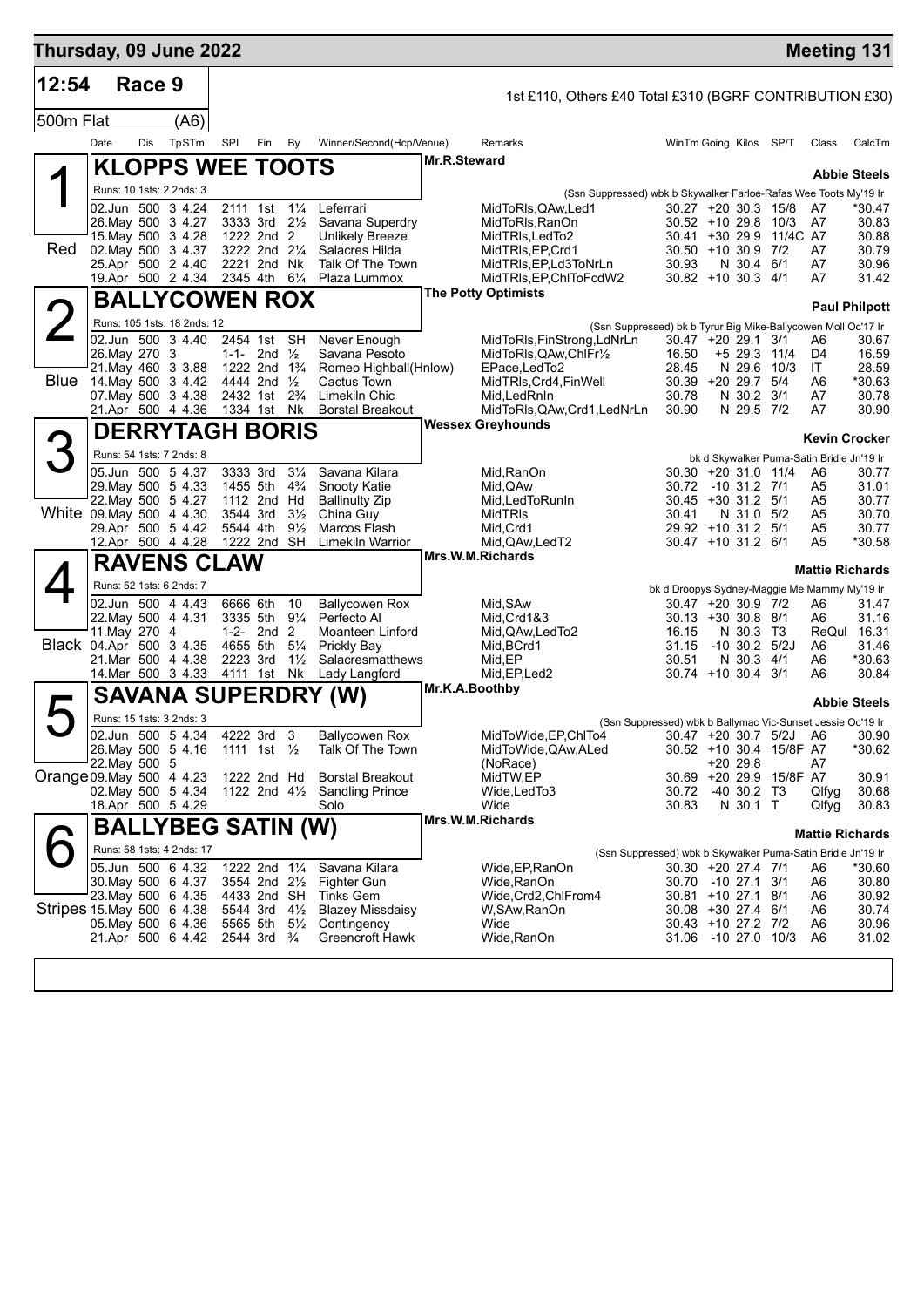# Thursday, 09 June 2022 — Meeting 131

**12:54 Race 9** — 1st £110, Others £40 Total £310 (BGRF CONTRIBUTION £30)

**500m Flat (A6)**

| Date | Dis | TpSTm | SPI | Fin | By | Winner/Second(Hcp/Venue) | Remarks | WinTm | Going | Kilos | SP/T | Class | CalcTm |
|---|---|---|---|---|---|---|---|---|---|---|---|---|---|

## 1 Red — KLOPPS WEE TOOTS
Mr.R.Steward — Abbie Steels

Runs: 10 1sts: 2 2nds: 3 — (Ssn Suppressed) wbk b Skywalker Farloe-Rafas Wee Toots My'19 Ir

| Date | Dis | TpSTm | SPI | Fin | By | Winner/Second(Hcp/Venue) | Remarks | WinTm | Going | Kilos | SP/T | Class | CalcTm |
|---|---|---|---|---|---|---|---|---|---|---|---|---|---|
| 02.Jun | 500 | 3 4.24 | 2111 | 1st | 1¼ | Leferrari | MidToRls,QAw,Led1 | 30.27 | +20 | 30.3 | 15/8 | A7 | *30.47 |
| 26.May | 500 | 3 4.27 | 3333 | 3rd | 2½ | Savana Superdry | MidToRls,RanOn | 30.52 | +10 | 29.8 | 10/3 | A7 | 30.83 |
| 15.May | 500 | 3 4.28 | 1222 | 2nd | 2 | Unlikely Breeze | MidTRls,LedTo2 | 30.41 | +30 | 29.9 | 11/4C | A7 | 30.88 |
| 02.May | 500 | 3 4.37 | 3222 | 2nd | 2¼ | Salacres Hilda | MidTRls,EP,Crd1 | 30.50 | +10 | 30.9 | 7/2 | A7 | 30.79 |
| 25.Apr | 500 | 2 4.40 | 2221 | 2nd | Nk | Talk Of The Town | MidTRls,EP,Ld3ToNrLn | 30.93 | N | 30.4 | 6/1 | A7 | 30.96 |
| 19.Apr | 500 | 2 4.34 | 2345 | 4th | 6¼ | Plaza Lummox | MidTRls,EP,ChlToFcdW2 | 30.82 | +10 | 30.3 | 4/1 | A7 | 31.42 |

## 2 Blue — BALLYCOWEN ROX
The Potty Optimists — Paul Philpott

Runs: 105 1sts: 18 2nds: 12 — (Ssn Suppressed) bk b Tyrur Big Mike-Ballycowen Moll Oc'17 Ir

| Date | Dis | TpSTm | SPI | Fin | By | Winner/Second(Hcp/Venue) | Remarks | WinTm | Going | Kilos | SP/T | Class | CalcTm |
|---|---|---|---|---|---|---|---|---|---|---|---|---|---|
| 02.Jun | 500 | 3 4.40 | 2454 | 1st | SH | Never Enough | MidToRls,FinStrong,LdNrLn | 30.47 | +20 | 29.1 | 3/1 | A6 | 30.67 |
| 26.May | 270 | 3 | 1-1- | 2nd | ½ | Savana Pesoto | MidToRls,QAw,ChlFr½ | 16.50 | +5 | 29.3 | 11/4 | D4 | 16.59 |
| 21.May | 460 | 3 3.88 | 1222 | 2nd | 1¾ | Romeo Highball(Hnlow) | EPace,LedTo2 | 28.45 | N | 29.6 | 10/3 | IT | 28.59 |
| 14.May | 500 | 3 4.42 | 4444 | 2nd | ½ | Cactus Town | MidTRls,Crd4,FinWell | 30.39 | +20 | 29.7 | 5/4 | A6 | *30.63 |
| 07.May | 500 | 3 4.38 | 2432 | 1st | 2¾ | Limekiln Chic | Mid,LedRnIn | 30.78 | N | 30.2 | 3/1 | A7 | 30.78 |
| 21.Apr | 500 | 4 4.36 | 1334 | 1st | Nk | Borstal Breakout | MidToRls,QAw,Crd1,LedNrLn | 30.90 | N | 29.5 | 7/2 | A7 | 30.90 |

## 3 White — DERRYTAGH BORIS
Wessex Greyhounds — Kevin Crocker

Runs: 54 1sts: 7 2nds: 8 — bk d Skywalker Puma-Satin Bridie Jn'19 Ir

| Date | Dis | TpSTm | SPI | Fin | By | Winner/Second(Hcp/Venue) | Remarks | WinTm | Going | Kilos | SP/T | Class | CalcTm |
|---|---|---|---|---|---|---|---|---|---|---|---|---|---|
| 05.Jun | 500 | 5 4.37 | 3333 | 3rd | 3¼ | Savana Kilara | Mid,RanOn | 30.30 | +20 | 31.0 | 11/4 | A6 | 30.77 |
| 29.May | 500 | 5 4.33 | 1455 | 5th | 4¾ | Snooty Katie | Mid,QAw | 30.72 | -10 | 31.2 | 7/1 | A5 | 31.01 |
| 22.May | 500 | 5 4.27 | 1112 | 2nd | Hd | Ballinulty Zip | Mid,LedToRunIn | 30.45 | +30 | 31.2 | 5/1 | A5 | 30.77 |
| 09.May | 500 | 4 4.30 | 3544 | 3rd | 3½ | China Guy | MidTRls | 30.41 | N | 31.0 | 5/2 | A5 | 30.70 |
| 29.Apr | 500 | 5 4.42 | 5544 | 4th | 9½ | Marcos Flash | Mid,Crd1 | 29.92 | +10 | 31.2 | 5/1 | A5 | 30.77 |
| 12.Apr | 500 | 4 4.28 | 1222 | 2nd | SH | Limekiln Warrior | Mid,QAw,LedT2 | 30.47 | +10 | 31.2 | 6/1 | A5 | *30.58 |

## 4 Black — RAVENS CLAW
Mrs.W.M.Richards — Mattie Richards

Runs: 52 1sts: 6 2nds: 7 — bk d Droopys Sydney-Maggie Me Mammy My'19 Ir

| Date | Dis | TpSTm | SPI | Fin | By | Winner/Second(Hcp/Venue) | Remarks | WinTm | Going | Kilos | SP/T | Class | CalcTm |
|---|---|---|---|---|---|---|---|---|---|---|---|---|---|
| 02.Jun | 500 | 4 4.43 | 6666 | 6th | 10 | Ballycowen Rox | Mid,SAw | 30.47 | +20 | 30.9 | 7/2 | A6 | 31.47 |
| 22.May | 500 | 4 4.31 | 3335 | 5th | 9¼ | Perfecto Al | Mid,Crd1&3 | 30.13 | +30 | 30.8 | 8/1 | A6 | 31.16 |
| 11.May | 270 | 4 | 1-2- | 2nd | 2 | Moanteen Linford | Mid,QAw,LedTo2 | 16.15 | N | 30.3 | T3 | ReQul | 16.31 |
| 04.Apr | 500 | 3 4.35 | 4655 | 5th | 5¼ | Prickly Bay | Mid,BCrd1 | 31.15 | -10 | 30.2 | 5/2J | A6 | 31.46 |
| 21.Mar | 500 | 4 4.38 | 2223 | 3rd | 1½ | Salacresmatthews | Mid,EP | 30.51 | N | 30.3 | 4/1 | A6 | *30.63 |
| 14.Mar | 500 | 3 4.33 | 4111 | 1st | Nk | Lady Langford | Mid,EP,Led2 | 30.74 | +10 | 30.4 | 3/1 | A6 | 30.84 |

## 5 Orange — SAVANA SUPERDRY (W)
Mr.K.A.Boothby — Abbie Steels

Runs: 15 1sts: 3 2nds: 3 — (Ssn Suppressed) wbk b Ballymac Vic-Sunset Jessie Oc'19 Ir

| Date | Dis | TpSTm | SPI | Fin | By | Winner/Second(Hcp/Venue) | Remarks | WinTm | Going | Kilos | SP/T | Class | CalcTm |
|---|---|---|---|---|---|---|---|---|---|---|---|---|---|
| 02.Jun | 500 | 5 4.34 | 4222 | 3rd | 3 | Ballycowen Rox | MidToWide,EP,ChlTo4 | 30.47 | +20 | 30.7 | 5/2J | A6 | 30.90 |
| 26.May | 500 | 5 4.16 | 1111 | 1st | ½ | Talk Of The Town | MidToWide,QAw,ALed | 30.52 | +10 | 30.4 | 15/8F | A7 | *30.62 |
| 22.May | 500 | 5 | | | | | (NoRace) | | +20 | 29.8 | | A7 | |
| 09.May | 500 | 4 4.23 | 1222 | 2nd | Hd | Borstal Breakout | MidTW,EP | 30.69 | +20 | 29.9 | 15/8F | A7 | 30.91 |
| 02.May | 500 | 5 4.34 | 1122 | 2nd | 4½ | Sandling Prince | Wide,LedTo3 | 30.72 | -40 | 30.2 | T3 | Qlfyg | 30.68 |
| 18.Apr | 500 | 5 4.29 | | | | Solo | Wide | 30.83 | N | 30.1 | T | Qlfyg | 30.83 |

## 6 Stripes — BALLYBEG SATIN (W)
Mrs.W.M.Richards — Mattie Richards

Runs: 58 1sts: 4 2nds: 17 — (Ssn Suppressed) wbk b Skywalker Puma-Satin Bridie Jn'19 Ir

| Date | Dis | TpSTm | SPI | Fin | By | Winner/Second(Hcp/Venue) | Remarks | WinTm | Going | Kilos | SP/T | Class | CalcTm |
|---|---|---|---|---|---|---|---|---|---|---|---|---|---|
| 05.Jun | 500 | 6 4.32 | 1222 | 2nd | 1¼ | Savana Kilara | Wide,EP,RanOn | 30.30 | +20 | 27.4 | 7/1 | A6 | *30.60 |
| 30.May | 500 | 6 4.37 | 3554 | 2nd | 2½ | Fighter Gun | Wide,RanOn | 30.70 | -10 | 27.1 | 3/1 | A6 | 30.80 |
| 23.May | 500 | 6 4.35 | 4433 | 2nd | SH | Tinks Gem | Wide,Crd2,ChlFrom4 | 30.81 | +10 | 27.1 | 8/1 | A6 | 30.92 |
| 15.May | 500 | 6 4.38 | 5544 | 3rd | 4½ | Blazey Missdaisy | W,SAw,RanOn | 30.08 | +30 | 27.4 | 6/1 | A6 | 30.74 |
| 05.May | 500 | 6 4.36 | 5565 | 5th | 5½ | Contingency | Wide | 30.43 | +10 | 27.2 | 7/2 | A6 | 30.96 |
| 21.Apr | 500 | 6 4.42 | 2544 | 3rd | ¾ | Greencroft Hawk | Wide,RanOn | 31.06 | -10 | 27.0 | 10/3 | A6 | 31.02 |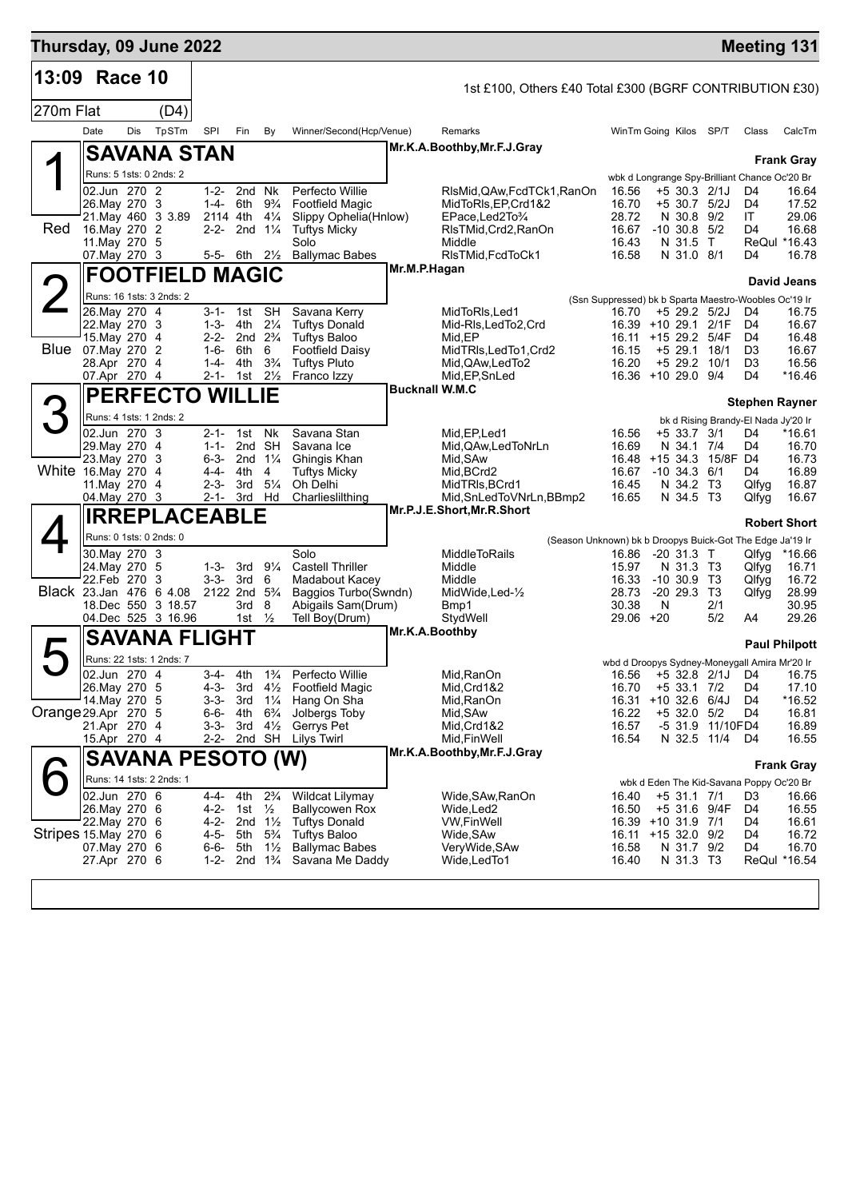**Thursday, 09 June 2022** — **Meeting 131**

## 13:09 Race 10

1st £100, Others £40 Total £300 (BGRF CONTRIBUTION £30)

270m Flat (D4)

### 1 — SAVANA STAN (Red)

Mr.K.A.Boothby,Mr.F.J.Gray — Trainer: Frank Gray

Runs: 5 1sts: 0 2nds: 2 — wbk d Longrange Spy-Brilliant Chance Oc'20 Br

| Date | Dis | TpSTm | SPI | Fin | By | Winner/Second(Hcp/Venue) | Remarks | WinTm | Going | Kilos | SP/T | Class | CalcTm |
|---|---|---|---|---|---|---|---|---|---|---|---|---|---|
| 02.Jun | 270 | 2 | 1-2- | 2nd | Nk | Perfecto Willie | RlsMid,QAw,FcdTCk1,RanOn | 16.56 | +5 | 30.3 | 2/1J | D4 | 16.64 |
| 26.May | 270 | 3 | 1-4- | 6th | 9¾ | Footfield Magic | MidToRls,EP,Crd1&2 | 16.70 | +5 | 30.7 | 5/2J | D4 | 17.52 |
| 21.May | 460 | 3 3.89 | 2114 | 4th | 4¼ | Slippy Ophelia(Hnlow) | EPace,Led2To¾ | 28.72 | N | 30.8 | 9/2 | IT | 29.06 |
| 16.May | 270 | 2 | 2-2- | 2nd | 1¼ | Tuftys Micky | RlsTMid,Crd2,RanOn | 16.67 | -10 | 30.8 | 5/2 | D4 | 16.68 |
| 11.May | 270 | 5 | | | | Solo | Middle | 16.43 | N | 31.5 | T | ReQul | *16.43 |
| 07.May | 270 | 3 | 5-5- | 6th | 2½ | Ballymac Babes | RlsTMid,FcdToCk1 | 16.58 | N | 31.0 | 8/1 | D4 | 16.78 |

### 2 — FOOTFIELD MAGIC (Blue)

Mr.M.P.Hagan — Trainer: David Jeans

Runs: 16 1sts: 3 2nds: 2 — (Ssn Suppressed) bk b Sparta Maestro-Woobles Oc'19 Ir

| Date | Dis | TpSTm | SPI | Fin | By | Winner/Second(Hcp/Venue) | Remarks | WinTm | Going | Kilos | SP/T | Class | CalcTm |
|---|---|---|---|---|---|---|---|---|---|---|---|---|---|
| 26.May | 270 | 4 | 3-1- | 1st | SH | Savana Kerry | MidToRls,Led1 | 16.70 | +5 | 29.2 | 5/2J | D4 | 16.75 |
| 22.May | 270 | 3 | 1-3- | 4th | 2¼ | Tuftys Donald | Mid-Rls,LedTo2,Crd | 16.39 | +10 | 29.1 | 2/1F | D4 | 16.67 |
| 15.May | 270 | 4 | 2-2- | 2nd | 2¾ | Tuftys Baloo | Mid,EP | 16.11 | +15 | 29.2 | 5/4F | D4 | 16.48 |
| 07.May | 270 | 2 | 1-6- | 6th | 6 | Footfield Daisy | MidTRls,LedTo1,Crd2 | 16.15 | +5 | 29.1 | 18/1 | D3 | 16.67 |
| 28.Apr | 270 | 4 | 1-4- | 4th | 3¾ | Tuftys Pluto | Mid,QAw,LedTo2 | 16.20 | +5 | 29.2 | 10/1 | D3 | 16.56 |
| 07.Apr | 270 | 4 | 2-1- | 1st | 2½ | Franco Izzy | Mid,EP,SnLed | 16.36 | +10 | 29.0 | 9/4 | D4 | *16.46 |

### 3 — PERFECTO WILLIE (White)

Bucknall W.M.C — Trainer: Stephen Rayner

Runs: 4 1sts: 1 2nds: 2 — bk d Rising Brandy-El Nada Jy'20 Ir

| Date | Dis | TpSTm | SPI | Fin | By | Winner/Second(Hcp/Venue) | Remarks | WinTm | Going | Kilos | SP/T | Class | CalcTm |
|---|---|---|---|---|---|---|---|---|---|---|---|---|---|
| 02.Jun | 270 | 3 | 2-1- | 1st | Nk | Savana Stan | Mid,EP,Led1 | 16.56 | +5 | 33.7 | 3/1 | D4 | *16.61 |
| 29.May | 270 | 4 | 1-1- | 2nd | SH | Savana Ice | Mid,QAw,LedToNrLn | 16.69 | N | 34.1 | 7/4 | D4 | 16.70 |
| 23.May | 270 | 3 | 6-3- | 2nd | 1¼ | Ghingis Khan | Mid,SAw | 16.48 | +15 | 34.3 | 15/8F | D4 | 16.73 |
| 16.May | 270 | 4 | 4-4- | 4th | 4 | Tuftys Micky | Mid,BCrd2 | 16.67 | -10 | 34.3 | 6/1 | D4 | 16.89 |
| 11.May | 270 | 4 | 2-3- | 3rd | 5¼ | Oh Delhi | MidTRls,BCrd1 | 16.45 | N | 34.2 | T3 | Qlfyg | 16.87 |
| 04.May | 270 | 3 | 2-1- | 3rd | Hd | Charlieslilthing | Mid,SnLedToVNrLn,BBmp2 | 16.65 | N | 34.5 | T3 | Qlfyg | 16.67 |

### 4 — IRREPLACEABLE (Black)

Mr.P.J.E.Short,Mr.R.Short — Trainer: Robert Short

Runs: 0 1sts: 0 2nds: 0 — (Season Unknown) bk b Droopys Buick-Got The Edge Ja'19 Ir

| Date | Dis | TpSTm | SPI | Fin | By | Winner/Second(Hcp/Venue) | Remarks | WinTm | Going | Kilos | SP/T | Class | CalcTm |
|---|---|---|---|---|---|---|---|---|---|---|---|---|---|
| 30.May | 270 | 3 | | | | Solo | MiddleToRails | 16.86 | -20 | 31.3 | T | Qlfyg | *16.66 |
| 24.May | 270 | 5 | 1-3- | 3rd | 9¼ | Castell Thriller | Middle | 15.97 | N | 31.3 | T3 | Qlfyg | 16.71 |
| 22.Feb | 270 | 3 | 3-3- | 3rd | 6 | Madabout Kacey | Middle | 16.33 | -10 | 30.9 | T3 | Qlfyg | 16.72 |
| 23.Jan | 476 | 6 4.08 | 2122 | 2nd | 5¾ | Baggios Turbo(Swndn) | MidWide,Led-½ | 28.73 | -20 | 29.3 | T3 | Qlfyg | 28.99 |
| 18.Dec | 550 | 3 18.57 | | 3rd | 8 | Abigails Sam(Drum) | Bmp1 | 30.38 | N | | 2/1 | | 30.95 |
| 04.Dec | 525 | 3 16.96 | | 1st | ½ | Tell Boy(Drum) | StydWell | 29.06 | +20 | | 5/2 | A4 | 29.26 |

### 5 — SAVANA FLIGHT (Orange)

Mr.K.A.Boothby — Trainer: Paul Philpott

Runs: 22 1sts: 1 2nds: 7 — wbd d Droopys Sydney-Moneygall Amira Mr'20 Ir

| Date | Dis | TpSTm | SPI | Fin | By | Winner/Second(Hcp/Venue) | Remarks | WinTm | Going | Kilos | SP/T | Class | CalcTm |
|---|---|---|---|---|---|---|---|---|---|---|---|---|---|
| 02.Jun | 270 | 4 | 3-4- | 4th | 1¾ | Perfecto Willie | Mid,RanOn | 16.56 | +5 | 32.8 | 2/1J | D4 | 16.75 |
| 26.May | 270 | 5 | 4-3- | 3rd | 4½ | Footfield Magic | Mid,Crd1&2 | 16.70 | +5 | 33.1 | 7/2 | D4 | 17.10 |
| 14.May | 270 | 5 | 3-3- | 3rd | 1¼ | Hang On Sha | Mid,RanOn | 16.31 | +10 | 32.6 | 6/4J | D4 | *16.52 |
| 29.Apr | 270 | 5 | 6-6- | 4th | 6¾ | Jolbergs Toby | Mid,SAw | 16.22 | +5 | 32.0 | 5/2 | D4 | 16.81 |
| 21.Apr | 270 | 4 | 3-3- | 3rd | 4½ | Gerrys Pet | Mid,Crd1&2 | 16.57 | -5 | 31.9 | 11/10F | D4 | 16.89 |
| 15.Apr | 270 | 4 | 2-2- | 2nd | SH | Lilys Twirl | Mid,FinWell | 16.54 | N | 32.5 | 11/4 | D4 | 16.55 |

### 6 — SAVANA PESOTO (W) (Stripes)

Mr.K.A.Boothby,Mr.F.J.Gray — Trainer: Frank Gray

Runs: 14 1sts: 2 2nds: 1 — wbk d Eden The Kid-Savana Poppy Oc'20 Br

| Date | Dis | TpSTm | SPI | Fin | By | Winner/Second(Hcp/Venue) | Remarks | WinTm | Going | Kilos | SP/T | Class | CalcTm |
|---|---|---|---|---|---|---|---|---|---|---|---|---|---|
| 02.Jun | 270 | 6 | 4-4- | 4th | 2¾ | Wildcat Lilymay | Wide,SAw,RanOn | 16.40 | +5 | 31.1 | 7/1 | D3 | 16.66 |
| 26.May | 270 | 6 | 4-2- | 1st | ½ | Ballycowen Rox | Wide,Led2 | 16.50 | +5 | 31.6 | 9/4F | D4 | 16.55 |
| 22.May | 270 | 6 | 4-2- | 2nd | 1½ | Tuftys Donald | VW,FinWell | 16.39 | +10 | 31.9 | 7/1 | D4 | 16.61 |
| 15.May | 270 | 6 | 4-5- | 5th | 5¾ | Tuftys Baloo | Wide,SAw | 16.11 | +15 | 32.0 | 9/2 | D4 | 16.72 |
| 07.May | 270 | 6 | 6-6- | 5th | 1½ | Ballymac Babes | VeryWide,SAw | 16.58 | N | 31.7 | 9/2 | D4 | 16.70 |
| 27.Apr | 270 | 6 | 1-2- | 2nd | 1¾ | Savana Me Daddy | Wide,LedTo1 | 16.40 | N | 31.3 | T3 | ReQul | *16.54 |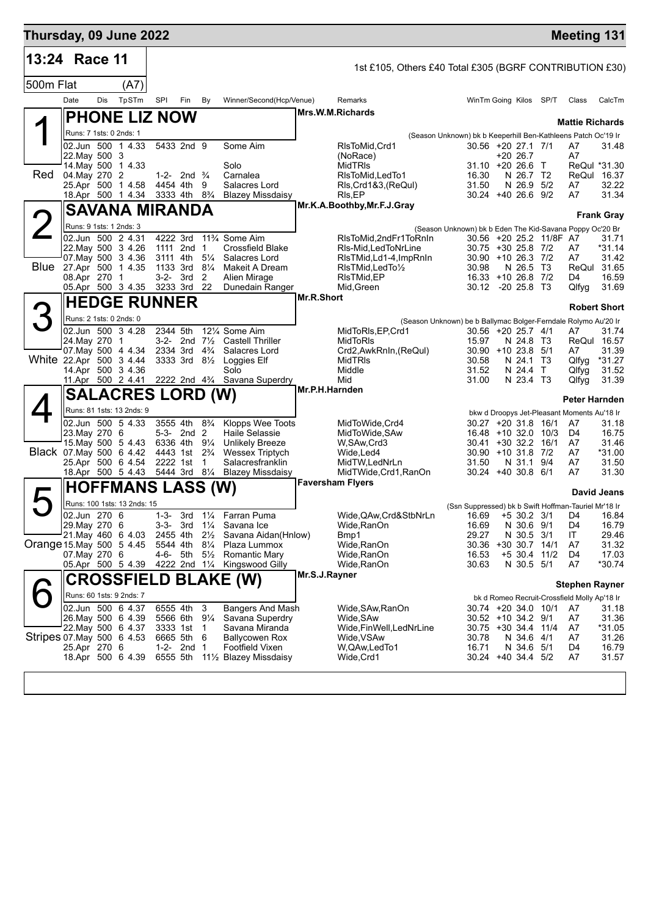# Thursday, 09 June 2022 — Meeting 131

## 13:24 Race 11

1st £105, Others £40 Total £305 (BGRF CONTRIBUTION £30)

500m Flat (A7)

| Date | Dis | TpSTm | SPl | Fin | By | Winner/Second(Hcp/Venue) | Remarks | WinTm | Going | Kilos | SP/T | Class | CalcTm |
|---|---|---|---|---|---|---|---|---|---|---|---|---|---|

### 1 (Red) PHONE LIZ NOW — Mrs.W.M.Richards — Trainer: Mattie Richards

Runs: 7 1sts: 0 2nds: 1 — (Season Unknown) bk b Keeperhill Ben-Kathleens Patch Oc'19 Ir

| Date | Dis | TpSTm | SPl | Fin | By | Winner/Second(Hcp/Venue) | Remarks | WinTm | Going | Kilos | SP/T | Class | CalcTm |
|---|---|---|---|---|---|---|---|---|---|---|---|---|---|
| 02.Jun | 500 | 1 4.33 | 5433 | 2nd | 9 | Some Aim | RlsToMid,Crd1 | 30.56 | +20 | 27.1 | 7/1 | A7 | 31.48 |
| 22.May | 500 | 3 | | | | | (NoRace) | | +20 | 26.7 | | A7 | |
| 14.May | 500 | 1 4.33 | | | | Solo | MidTRls | 31.10 | +20 | 26.6 | T | ReQul | *31.30 |
| 04.May | 270 | 2 | 1-2- | 2nd | ¾ | Carnalea | RlsToMid,LedTo1 | 16.30 | N | 26.7 | T2 | ReQul | 16.37 |
| 25.Apr | 500 | 1 4.58 | 4454 | 4th | 9 | Salacres Lord | Rls,Crd1&3,(ReQul) | 31.50 | N | 26.9 | 5/2 | A7 | 32.22 |
| 18.Apr | 500 | 1 4.34 | 3333 | 4th | 8¾ | Blazey Missdaisy | Rls,EP | 30.24 | +40 | 26.6 | 9/2 | A7 | 31.34 |

### 2 (Blue) SAVANA MIRANDA — Mr.K.A.Boothby,Mr.F.J.Gray — Trainer: Frank Gray

Runs: 9 1sts: 1 2nds: 3 — (Season Unknown) bk b Eden The Kid-Savana Poppy Oc'20 Br

| Date | Dis | TpSTm | SPl | Fin | By | Winner/Second(Hcp/Venue) | Remarks | WinTm | Going | Kilos | SP/T | Class | CalcTm |
|---|---|---|---|---|---|---|---|---|---|---|---|---|---|
| 02.Jun | 500 | 2 4.31 | 4222 | 3rd | 11¾ | Some Aim | RlsToMid,2ndFr1ToRnIn | 30.56 | +20 | 25.2 | 11/8F | A7 | 31.71 |
| 22.May | 500 | 3 4.26 | 1111 | 2nd | 1 | Crossfield Blake | Rls-Mid,LedToNrLine | 30.75 | +30 | 25.8 | 7/2 | A7 | *31.14 |
| 07.May | 500 | 3 4.36 | 3111 | 4th | 5¼ | Salacres Lord | RlsTMid,Ld1-4,ImpRnIn | 30.90 | +10 | 26.3 | 7/2 | A7 | 31.42 |
| 27.Apr | 500 | 1 4.35 | 1133 | 3rd | 8¼ | Makeit A Dream | RlsTMid,LedTo½ | 30.98 | N | 26.5 | T3 | ReQul | 31.65 |
| 08.Apr | 270 | 1 | 3-2- | 3rd | 2 | Alien Mirage | RlsTMid,EP | 16.33 | +10 | 26.8 | 7/2 | D4 | 16.59 |
| 05.Apr | 500 | 3 4.35 | 3233 | 3rd | 22 | Dunedain Ranger | Mid,Green | 30.12 | -20 | 25.8 | T3 | Qlfyg | 31.69 |

### 3 (White) HEDGE RUNNER — Mr.R.Short — Trainer: Robert Short

Runs: 2 1sts: 0 2nds: 0 — (Season Unknown) be b Ballymac Bolger-Ferndale Rolymo Au'20 Ir

| Date | Dis | TpSTm | SPl | Fin | By | Winner/Second(Hcp/Venue) | Remarks | WinTm | Going | Kilos | SP/T | Class | CalcTm |
|---|---|---|---|---|---|---|---|---|---|---|---|---|---|
| 02.Jun | 500 | 3 4.28 | 2344 | 5th | 12¼ | Some Aim | MidToRls,EP,Crd1 | 30.56 | +20 | 25.7 | 4/1 | A7 | 31.74 |
| 24.May | 270 | 1 | 3-2- | 2nd | 7½ | Castell Thriller | MidToRls | 15.97 | N | 24.8 | T3 | ReQul | 16.57 |
| 07.May | 500 | 4 4.34 | 2334 | 3rd | 4¾ | Salacres Lord | Crd2,AwkRnIn,(ReQul) | 30.90 | +10 | 23.8 | 5/1 | A7 | 31.39 |
| 22.Apr | 500 | 3 4.44 | 3333 | 3rd | 8½ | Loggies Elf | MidTRls | 30.58 | N | 24.1 | T3 | Qlfyg | *31.27 |
| 14.Apr | 500 | 3 4.36 | | | | Solo | Middle | 31.52 | N | 24.4 | T | Qlfyg | 31.52 |
| 11.Apr | 500 | 2 4.41 | 2222 | 2nd | 4¾ | Savana Superdry | Mid | 31.00 | N | 23.4 | T3 | Qlfyg | 31.39 |

### 4 (Black) SALACRES LORD (W) — Mr.P.H.Harnden — Trainer: Peter Harnden

Runs: 81 1sts: 13 2nds: 9 — bkw d Droopys Jet-Pleasant Moments Au'18 Ir

| Date | Dis | TpSTm | SPl | Fin | By | Winner/Second(Hcp/Venue) | Remarks | WinTm | Going | Kilos | SP/T | Class | CalcTm |
|---|---|---|---|---|---|---|---|---|---|---|---|---|---|
| 02.Jun | 500 | 5 4.33 | 3555 | 4th | 8¾ | Klopps Wee Toots | MidToWide,Crd4 | 30.27 | +20 | 31.8 | 16/1 | A7 | 31.18 |
| 23.May | 270 | 6 | 5-3- | 2nd | 2 | Haile Selassie | MidToWide,SAw | 16.48 | +10 | 32.0 | 10/3 | D4 | 16.75 |
| 15.May | 500 | 5 4.43 | 6336 | 4th | 9¼ | Unlikely Breeze | W,SAw,Crd3 | 30.41 | +30 | 32.2 | 16/1 | A7 | 31.46 |
| 07.May | 500 | 6 4.42 | 4443 | 1st | 2¾ | Wessex Triptych | Wide,Led4 | 30.90 | +10 | 31.8 | 7/2 | A7 | *31.00 |
| 25.Apr | 500 | 6 4.54 | 2222 | 1st | 1 | Salacresfranklin | MidTW,LedNrLn | 31.50 | N | 31.1 | 9/4 | A7 | 31.50 |
| 18.Apr | 500 | 5 4.43 | 5444 | 3rd | 8¼ | Blazey Missdaisy | MidTWide,Crd1,RanOn | 30.24 | +40 | 30.8 | 6/1 | A7 | 31.30 |

### 5 (Orange) HOFFMANS LASS (W) — Faversham Flyers — Trainer: David Jeans

Runs: 100 1sts: 13 2nds: 15 — (Ssn Suppressed) bk b Swift Hoffman-Tauriel Mr'18 Ir

| Date | Dis | TpSTm | SPl | Fin | By | Winner/Second(Hcp/Venue) | Remarks | WinTm | Going | Kilos | SP/T | Class | CalcTm |
|---|---|---|---|---|---|---|---|---|---|---|---|---|---|
| 02.Jun | 270 | 6 | 1-3- | 3rd | 1¼ | Farran Puma | Wide,QAw,Crd&StbNrLn | 16.69 | +5 | 30.2 | 3/1 | D4 | 16.84 |
| 29.May | 270 | 6 | 3-3- | 3rd | 1¼ | Savana Ice | Wide,RanOn | 16.69 | N | 30.6 | 9/1 | D4 | 16.79 |
| 21.May | 460 | 6 4.03 | 2455 | 4th | 2½ | Savana Aidan(Hnlow) | Bmp1 | 29.27 | N | 30.5 | 3/1 | IT | 29.46 |
| 15.May | 500 | 5 4.45 | 5544 | 4th | 8¼ | Plaza Lummox | Wide,RanOn | 30.36 | +30 | 30.7 | 14/1 | A7 | 31.32 |
| 07.May | 270 | 6 | 4-6- | 5th | 5½ | Romantic Mary | Wide,RanOn | 16.53 | +5 | 30.4 | 11/2 | D4 | 17.03 |
| 05.Apr | 500 | 5 4.39 | 4222 | 2nd | 1¼ | Kingswood Gilly | Wide,RanOn | 30.63 | N | 30.5 | 5/1 | A7 | *30.74 |

### 6 (Stripes) CROSSFIELD BLAKE (W) — Mr.S.J.Rayner — Trainer: Stephen Rayner

Runs: 60 1sts: 9 2nds: 7 — bk d Romeo Recruit-Crossfield Molly Ap'18 Ir

| Date | Dis | TpSTm | SPl | Fin | By | Winner/Second(Hcp/Venue) | Remarks | WinTm | Going | Kilos | SP/T | Class | CalcTm |
|---|---|---|---|---|---|---|---|---|---|---|---|---|---|
| 02.Jun | 500 | 6 4.37 | 6555 | 4th | 3 | Bangers And Mash | Wide,SAw,RanOn | 30.74 | +20 | 34.0 | 10/1 | A7 | 31.18 |
| 26.May | 500 | 6 4.39 | 5566 | 6th | 9¼ | Savana Superdry | Wide,SAw | 30.52 | +10 | 34.2 | 9/1 | A7 | 31.36 |
| 22.May | 500 | 6 4.37 | 3333 | 1st | 1 | Savana Miranda | Wide,FinWell,LedNrLine | 30.75 | +30 | 34.4 | 11/4 | A7 | *31.05 |
| 07.May | 500 | 6 4.53 | 6665 | 5th | 6 | Ballycowen Rox | Wide,VSAw | 30.78 | N | 34.6 | 4/1 | A7 | 31.26 |
| 25.Apr | 270 | 6 | 1-2- | 2nd | 1 | Footfield Vixen | W,QAw,LedTo1 | 16.71 | N | 34.6 | 5/1 | D4 | 16.79 |
| 18.Apr | 500 | 6 4.39 | 6555 | 5th | 11½ | Blazey Missdaisy | Wide,Crd1 | 30.24 | +40 | 34.4 | 5/2 | A7 | 31.57 |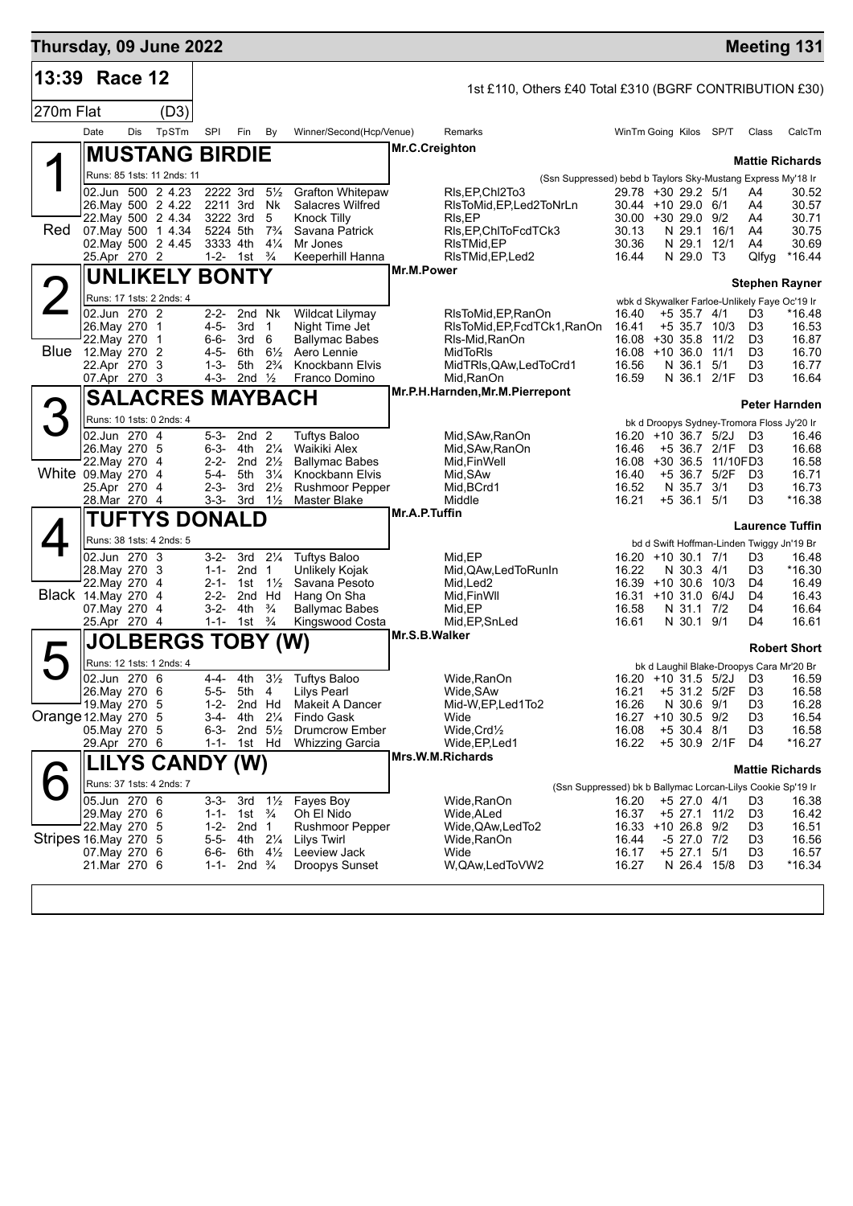**Thursday, 09 June 2022** — **Meeting 131**

## 13:39 Race 12

1st £110, Others £40 Total £310 (BGRF CONTRIBUTION £30)

270m Flat (D3)

| Date | Dis | TpSTm | SPl | Fin | By | Winner/Second(Hcp/Venue) | Remarks | WinTm | Going | Kilos | SP/T | Class | CalcTm |
|---|---|---|---|---|---|---|---|---|---|---|---|---|---|

### 1 Red — MUSTANG BIRDIE
Mr.C.Creighton — Trainer: Mattie Richards
Runs: 85 1sts: 11 2nds: 11 — (Ssn Suppressed) bebd b Taylors Sky-Mustang Express My'18 Ir

| Date | Dis | TpSTm | SPl | Fin | By | Winner/Second(Hcp/Venue) | Remarks | WinTm | Going | Kilos | SP/T | Class | CalcTm |
|---|---|---|---|---|---|---|---|---|---|---|---|---|---|
| 02.Jun | 500 | 2 4.23 | 2222 | 3rd | 5½ | Grafton Whitepaw | Rls,EP,Chl2To3 | 29.78 | +30 | 29.2 | 5/1 | A4 | 30.52 |
| 26.May | 500 | 2 4.22 | 2211 | 3rd | Nk | Salacres Wilfred | RlsToMid,EP,Led2ToNrLn | 30.44 | +10 | 29.0 | 6/1 | A4 | 30.57 |
| 22.May | 500 | 2 4.34 | 3222 | 3rd | 5 | Knock Tilly | Rls,EP | 30.00 | +30 | 29.0 | 9/2 | A4 | 30.71 |
| 07.May | 500 | 1 4.34 | 5224 | 5th | 7¾ | Savana Patrick | Rls,EP,ChlToFcdTCk3 | 30.13 | N | 29.1 | 16/1 | A4 | 30.75 |
| 02.May | 500 | 2 4.45 | 3333 | 4th | 4¼ | Mr Jones | RlsTMid,EP | 30.36 | N | 29.1 | 12/1 | A4 | 30.69 |
| 25.Apr | 270 | 2 | 1-2- | 1st | ¾ | Keeperhill Hanna | RlsTMid,EP,Led2 | 16.44 | N | 29.0 | T3 | Qlfyg | *16.44 |

### 2 Blue — UNLIKELY BONTY
Mr.M.Power — Trainer: Stephen Rayner
Runs: 17 1sts: 2 2nds: 4 — wbk d Skywalker Farloe-Unlikely Faye Oc'19 Ir

| Date | Dis | TpSTm | SPl | Fin | By | Winner/Second(Hcp/Venue) | Remarks | WinTm | Going | Kilos | SP/T | Class | CalcTm |
|---|---|---|---|---|---|---|---|---|---|---|---|---|---|
| 02.Jun | 270 | 2 | 2-2- | 2nd | Nk | Wildcat Lilymay | RlsToMid,EP,RanOn | 16.40 | +5 | 35.7 | 4/1 | D3 | *16.48 |
| 26.May | 270 | 1 | 4-5- | 3rd | 1 | Night Time Jet | RlsToMid,EP,FcdTCk1,RanOn | 16.41 | +5 | 35.7 | 10/3 | D3 | 16.53 |
| 22.May | 270 | 1 | 6-6- | 3rd | 6 | Ballymac Babes | Rls-Mid,RanOn | 16.08 | +30 | 35.8 | 11/2 | D3 | 16.87 |
| 12.May | 270 | 2 | 4-5- | 6th | 6½ | Aero Lennie | MidToRls | 16.08 | +10 | 36.0 | 11/1 | D3 | 16.70 |
| 22.Apr | 270 | 3 | 1-3- | 5th | 2¾ | Knockbann Elvis | MidTRls,QAw,LedToCrd1 | 16.56 | N | 36.1 | 5/1 | D3 | 16.77 |
| 07.Apr | 270 | 3 | 4-3- | 2nd | ½ | Franco Domino | Mid,RanOn | 16.59 | N | 36.1 | 2/1F | D3 | 16.64 |

### 3 White — SALACRES MAYBACH
Mr.P.H.Harnden,Mr.M.Pierrepont — Trainer: Peter Harnden
Runs: 10 1sts: 0 2nds: 4 — bk d Droopys Sydney-Tromora Floss Jy'20 Ir

| Date | Dis | TpSTm | SPl | Fin | By | Winner/Second(Hcp/Venue) | Remarks | WinTm | Going | Kilos | SP/T | Class | CalcTm |
|---|---|---|---|---|---|---|---|---|---|---|---|---|---|
| 02.Jun | 270 | 4 | 5-3- | 2nd | 2 | Tuftys Baloo | Mid,SAw,RanOn | 16.20 | +10 | 36.7 | 5/2J | D3 | 16.46 |
| 26.May | 270 | 5 | 6-3- | 4th | 2¼ | Waikiki Alex | Mid,SAw,RanOn | 16.46 | +5 | 36.7 | 2/1F | D3 | 16.68 |
| 22.May | 270 | 4 | 2-2- | 2nd | 2½ | Ballymac Babes | Mid,FinWell | 16.08 | +30 | 36.5 | 11/10F | D3 | 16.58 |
| 09.May | 270 | 4 | 5-4- | 5th | 3¼ | Knockbann Elvis | Mid,SAw | 16.40 | +5 | 36.7 | 5/2F | D3 | 16.71 |
| 25.Apr | 270 | 4 | 2-3- | 3rd | 2½ | Rushmoor Pepper | Mid,BCrd1 | 16.52 | N | 35.7 | 3/1 | D3 | 16.73 |
| 28.Mar | 270 | 4 | 3-3- | 3rd | 1½ | Master Blake | Middle | 16.21 | +5 | 36.1 | 5/1 | D3 | *16.38 |

### 4 Black — TUFTYS DONALD
Mr.A.P.Tuffin — Trainer: Laurence Tuffin
Runs: 38 1sts: 4 2nds: 5 — bd d Swift Hoffman-Linden Twiggy Jn'19 Br

| Date | Dis | TpSTm | SPl | Fin | By | Winner/Second(Hcp/Venue) | Remarks | WinTm | Going | Kilos | SP/T | Class | CalcTm |
|---|---|---|---|---|---|---|---|---|---|---|---|---|---|
| 02.Jun | 270 | 3 | 3-2- | 3rd | 2¼ | Tuftys Baloo | Mid,EP | 16.20 | +10 | 30.1 | 7/1 | D3 | 16.48 |
| 28.May | 270 | 3 | 1-1- | 2nd | 1 | Unlikely Kojak | Mid,QAw,LedToRunIn | 16.22 | N | 30.3 | 4/1 | D3 | *16.30 |
| 22.May | 270 | 4 | 2-1- | 1st | 1½ | Savana Pesoto | Mid,Led2 | 16.39 | +10 | 30.6 | 10/3 | D4 | 16.49 |
| 14.May | 270 | 4 | 2-2- | 2nd | Hd | Hang On Sha | Mid,FinWll | 16.31 | +10 | 31.0 | 6/4J | D4 | 16.43 |
| 07.May | 270 | 4 | 3-2- | 4th | ¾ | Ballymac Babes | Mid,EP | 16.58 | N | 31.1 | 7/2 | D4 | 16.64 |
| 25.Apr | 270 | 4 | 1-1- | 1st | ¾ | Kingswood Costa | Mid,EP,SnLed | 16.61 | N | 30.1 | 9/1 | D4 | 16.61 |

### 5 Orange — JOLBERGS TOBY (W)
Mr.S.B.Walker — Trainer: Robert Short
Runs: 12 1sts: 1 2nds: 4 — bk d Laughil Blake-Droopys Cara Mr'20 Br

| Date | Dis | TpSTm | SPl | Fin | By | Winner/Second(Hcp/Venue) | Remarks | WinTm | Going | Kilos | SP/T | Class | CalcTm |
|---|---|---|---|---|---|---|---|---|---|---|---|---|---|
| 02.Jun | 270 | 6 | 4-4- | 4th | 3½ | Tuftys Baloo | Wide,RanOn | 16.20 | +10 | 31.5 | 5/2J | D3 | 16.59 |
| 26.May | 270 | 6 | 5-5- | 5th | 4 | Lilys Pearl | Wide,SAw | 16.21 | +5 | 31.2 | 5/2F | D3 | 16.58 |
| 19.May | 270 | 5 | 1-2- | 2nd | Hd | Makeit A Dancer | Mid-W,EP,Led1To2 | 16.26 | N | 30.6 | 9/1 | D3 | 16.28 |
| 12.May | 270 | 5 | 3-4- | 4th | 2¼ | Findo Gask | Wide | 16.27 | +10 | 30.5 | 9/2 | D3 | 16.54 |
| 05.May | 270 | 5 | 6-3- | 2nd | 5½ | Drumcrow Ember | Wide,Crd½ | 16.08 | +5 | 30.4 | 8/1 | D3 | 16.58 |
| 29.Apr | 270 | 6 | 1-1- | 1st | Hd | Whizzing Garcia | Wide,EP,Led1 | 16.22 | +5 | 30.9 | 2/1F | D4 | *16.27 |

### 6 Stripes — LILYS CANDY (W)
Mrs.W.M.Richards — Trainer: Mattie Richards
Runs: 37 1sts: 4 2nds: 7 — (Ssn Suppressed) bk b Ballymac Lorcan-Lilys Cookie Sp'19 Ir

| Date | Dis | TpSTm | SPl | Fin | By | Winner/Second(Hcp/Venue) | Remarks | WinTm | Going | Kilos | SP/T | Class | CalcTm |
|---|---|---|---|---|---|---|---|---|---|---|---|---|---|
| 05.Jun | 270 | 6 | 3-3- | 3rd | 1½ | Fayes Boy | Wide,RanOn | 16.20 | +5 | 27.0 | 4/1 | D3 | 16.38 |
| 29.May | 270 | 6 | 1-1- | 1st | ¾ | Oh El Nido | Wide,ALed | 16.37 | +5 | 27.1 | 11/2 | D3 | 16.42 |
| 22.May | 270 | 5 | 1-2- | 2nd | 1 | Rushmoor Pepper | Wide,QAw,LedTo2 | 16.33 | +10 | 26.8 | 9/2 | D3 | 16.51 |
| 16.May | 270 | 5 | 5-5- | 4th | 2¼ | Lilys Twirl | Wide,RanOn | 16.44 | -5 | 27.0 | 7/2 | D3 | 16.56 |
| 07.May | 270 | 6 | 6-6- | 6th | 4½ | Leeview Jack | Wide | 16.17 | +5 | 27.1 | 5/1 | D3 | 16.57 |
| 21.Mar | 270 | 6 | 1-1- | 2nd | ¾ | Droopys Sunset | W,QAw,LedToVW2 | 16.27 | N | 26.4 | 15/8 | D3 | *16.34 |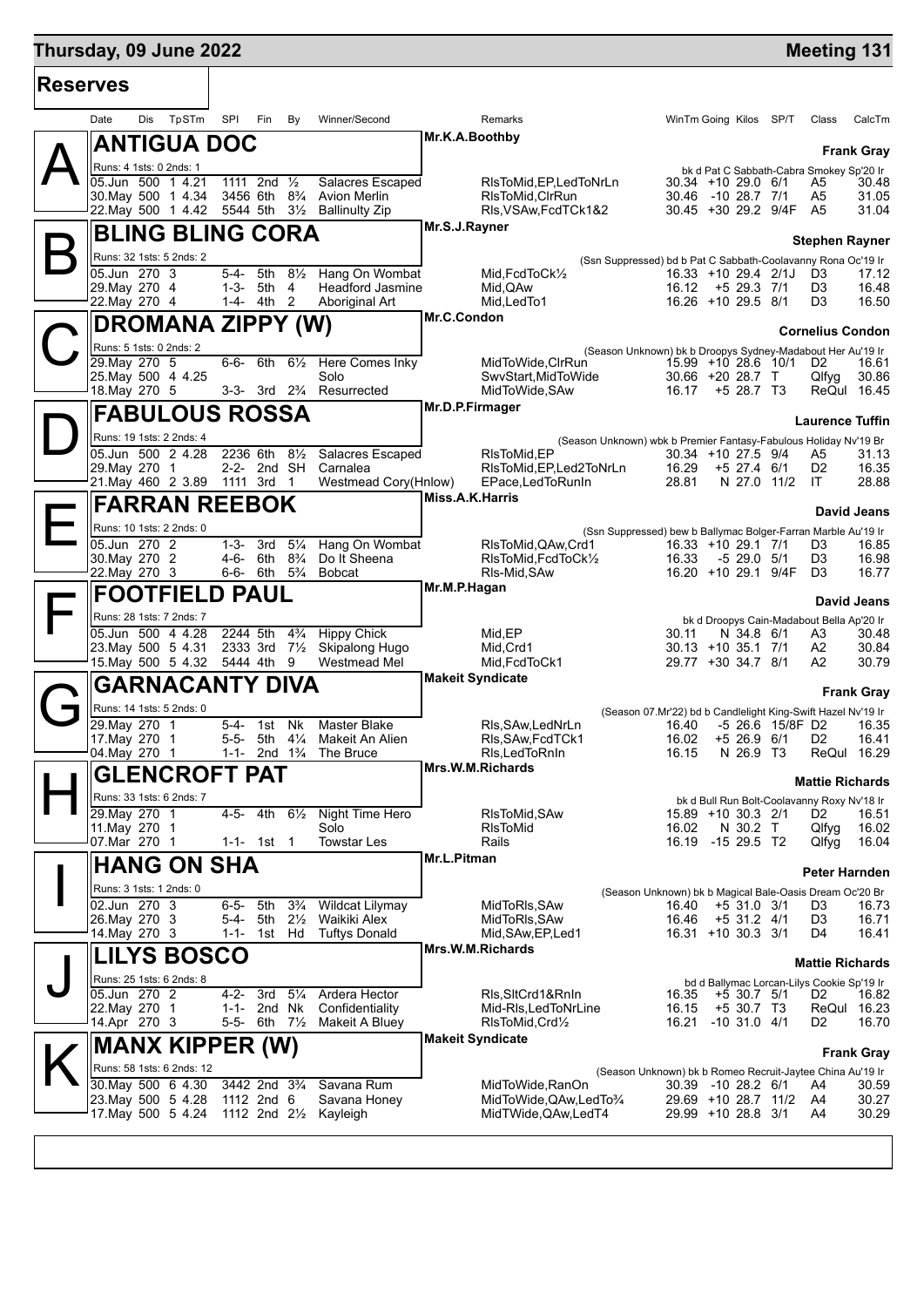**Thursday, 09 June 2022** — **Meeting 131**

## Reserves

| Date | Dis | TpSTm | SPl | Fin | By | Winner/Second | Remarks | WinTm | Going | Kilos | SP/T | Class | CalcTm |
|---|---|---|---|---|---|---|---|---|---|---|---|---|---|

### A — ANTIGUA DOC

Mr.K.A.Boothby — **Frank Gray**

Runs: 4 1sts: 0 2nds: 1 — bk d Pat C Sabbath-Cabra Smokey Sp'20 Ir

| Date | Dis | TpSTm | SPl | Fin | By | Winner/Second | Remarks | WinTm | Going | Kilos | SP/T | Class | CalcTm |
|---|---|---|---|---|---|---|---|---|---|---|---|---|---|
| 05.Jun | 500 | 1 4.21 | 1111 | 2nd | ½ | Salacres Escaped | RlsToMid,EP,LedToNrLn | 30.34 | +10 | 29.0 | 6/1 | A5 | 30.48 |
| 30.May | 500 | 1 4.34 | 3456 | 6th | 8¾ | Avion Merlin | RlsToMid,ClrRun | 30.46 | -10 | 28.7 | 7/1 | A5 | 31.05 |
| 22.May | 500 | 1 4.42 | 5544 | 5th | 3½ | Ballinulty Zip | Rls,VSAw,FcdTCk1&2 | 30.45 | +30 | 29.2 | 9/4F | A5 | 31.04 |

### B — BLING BLING CORA

Mr.S.J.Rayner — **Stephen Rayner**

Runs: 32 1sts: 5 2nds: 2 — (Ssn Suppressed) bd b Pat C Sabbath-Coolavanny Rona Oc'19 Ir

| Date | Dis | TpSTm | SPl | Fin | By | Winner/Second | Remarks | WinTm | Going | Kilos | SP/T | Class | CalcTm |
|---|---|---|---|---|---|---|---|---|---|---|---|---|---|
| 05.Jun | 270 | 3 | 5-4- | 5th | 8½ | Hang On Wombat | Mid,FcdToCk½ | 16.33 | +10 | 29.4 | 2/1J | D3 | 17.12 |
| 29.May | 270 | 4 | 1-3- | 5th | 4 | Headford Jasmine | Mid,QAw | 16.12 | +5 | 29.3 | 7/1 | D3 | 16.48 |
| 22.May | 270 | 4 | 1-4- | 4th | 2 | Aboriginal Art | Mid,LedTo1 | 16.26 | +10 | 29.5 | 8/1 | D3 | 16.50 |

### C — DROMANA ZIPPY (W)

Mr.C.Condon — **Cornelius Condon**

Runs: 5 1sts: 0 2nds: 2 — (Season Unknown) bk b Droopys Sydney-Madabout Her Au'19 Ir

| Date | Dis | TpSTm | SPl | Fin | By | Winner/Second | Remarks | WinTm | Going | Kilos | SP/T | Class | CalcTm |
|---|---|---|---|---|---|---|---|---|---|---|---|---|---|
| 29.May | 270 | 5 | 6-6- | 6th | 6½ | Here Comes Inky | MidToWide,ClrRun | 15.99 | +10 | 28.6 | 10/1 | D2 | 16.61 |
| 25.May | 500 | 4 4.25 | | | | Solo | SwvStart,MidToWide | 30.66 | +20 | 28.7 | T | Qlfyg | 30.86 |
| 18.May | 270 | 5 | 3-3- | 3rd | 2¾ | Resurrected | MidToWide,SAw | 16.17 | +5 | 28.7 | T3 | ReQul | 16.45 |

### D — FABULOUS ROSSA

Mr.D.P.Firmager — **Laurence Tuffin**

Runs: 19 1sts: 2 2nds: 4 — (Season Unknown) wbk b Premier Fantasy-Fabulous Holiday Nv'19 Br

| Date | Dis | TpSTm | SPl | Fin | By | Winner/Second | Remarks | WinTm | Going | Kilos | SP/T | Class | CalcTm |
|---|---|---|---|---|---|---|---|---|---|---|---|---|---|
| 05.Jun | 500 | 2 4.28 | 2236 | 6th | 8½ | Salacres Escaped | RlsToMid,EP | 30.34 | +10 | 27.5 | 9/4 | A5 | 31.13 |
| 29.May | 270 | 1 | 2-2- | 2nd | SH | Carnalea | RlsToMid,EP,Led2ToNrLn | 16.29 | +5 | 27.4 | 6/1 | D2 | 16.35 |
| 21.May | 460 | 2 3.89 | 1111 | 3rd | 1 | Westmead Cory(Hnlow) | EPace,LedToRunIn | 28.81 | N | 27.0 | 11/2 | IT | 28.88 |

### E — FARRAN REEBOK

Miss.A.K.Harris — **David Jeans**

Runs: 10 1sts: 2 2nds: 0 — (Ssn Suppressed) bew b Ballymac Bolger-Farran Marble Au'19 Ir

| Date | Dis | TpSTm | SPl | Fin | By | Winner/Second | Remarks | WinTm | Going | Kilos | SP/T | Class | CalcTm |
|---|---|---|---|---|---|---|---|---|---|---|---|---|---|
| 05.Jun | 270 | 2 | 1-3- | 3rd | 5¼ | Hang On Wombat | RlsToMid,QAw,Crd1 | 16.33 | +10 | 29.1 | 7/1 | D3 | 16.85 |
| 30.May | 270 | 2 | 4-6- | 6th | 8¾ | Do It Sheena | RlsToMid,FcdToCk½ | 16.33 | -5 | 29.0 | 5/1 | D3 | 16.98 |
| 22.May | 270 | 3 | 6-6- | 6th | 5¾ | Bobcat | Rls-Mid,SAw | 16.20 | +10 | 29.1 | 9/4F | D3 | 16.77 |

### F — FOOTFIELD PAUL

Mr.M.P.Hagan — **David Jeans**

Runs: 28 1sts: 7 2nds: 7 — bk d Droopys Cain-Madabout Bella Ap'20 Ir

| Date | Dis | TpSTm | SPl | Fin | By | Winner/Second | Remarks | WinTm | Going | Kilos | SP/T | Class | CalcTm |
|---|---|---|---|---|---|---|---|---|---|---|---|---|---|
| 05.Jun | 500 | 4 4.28 | 2244 | 5th | 4¾ | Hippy Chick | Mid,EP | 30.11 | N | 34.8 | 6/1 | A3 | 30.48 |
| 23.May | 500 | 5 4.31 | 2333 | 3rd | 7½ | Skipalong Hugo | Mid,Crd1 | 30.13 | +10 | 35.1 | 7/1 | A2 | 30.84 |
| 15.May | 500 | 5 4.32 | 5444 | 4th | 9 | Westmead Mel | Mid,FcdToCk1 | 29.77 | +30 | 34.7 | 8/1 | A2 | 30.79 |

### G — GARNACANTY DIVA

Makeit Syndicate — **Frank Gray**

Runs: 14 1sts: 5 2nds: 0 — (Season 07.Mr'22) bd b Candlelight King-Swift Hazel Nv'19 Ir

| Date | Dis | TpSTm | SPl | Fin | By | Winner/Second | Remarks | WinTm | Going | Kilos | SP/T | Class | CalcTm |
|---|---|---|---|---|---|---|---|---|---|---|---|---|---|
| 29.May | 270 | 1 | 5-4- | 1st | Nk | Master Blake | Rls,SAw,LedNrLn | 16.40 | -5 | 26.6 | 15/8F | D2 | 16.35 |
| 17.May | 270 | 1 | 5-5- | 5th | 4¼ | Makeit An Alien | Rls,SAw,FcdTCk1 | 16.02 | +5 | 26.9 | 6/1 | D2 | 16.41 |
| 04.May | 270 | 1 | 1-1- | 2nd | 1¾ | The Bruce | Rls,LedToRnIn | 16.15 | N | 26.9 | T3 | ReQul | 16.29 |

### H — GLENCROFT PAT

Mrs.W.M.Richards — **Mattie Richards**

Runs: 33 1sts: 6 2nds: 7 — bk d Bull Run Bolt-Coolavanny Roxy Nv'18 Ir

| Date | Dis | TpSTm | SPl | Fin | By | Winner/Second | Remarks | WinTm | Going | Kilos | SP/T | Class | CalcTm |
|---|---|---|---|---|---|---|---|---|---|---|---|---|---|
| 29.May | 270 | 1 | 4-5- | 4th | 6½ | Night Time Hero | RlsToMid,SAw | 15.89 | +10 | 30.3 | 2/1 | D2 | 16.51 |
| 11.May | 270 | 1 | | | | Solo | RlsToMid | 16.02 | N | 30.2 | T | Qlfyg | 16.02 |
| 07.Mar | 270 | 1 | 1-1- | 1st | 1 | Towstar Les | Rails | 16.19 | -15 | 29.5 | T2 | Qlfyg | 16.04 |

### I — HANG ON SHA

Mr.L.Pitman — **Peter Harnden**

Runs: 3 1sts: 1 2nds: 0 — (Season Unknown) bk b Magical Bale-Oasis Dream Oc'20 Br

| Date | Dis | TpSTm | SPl | Fin | By | Winner/Second | Remarks | WinTm | Going | Kilos | SP/T | Class | CalcTm |
|---|---|---|---|---|---|---|---|---|---|---|---|---|---|
| 02.Jun | 270 | 3 | 6-5- | 5th | 3¾ | Wildcat Lilymay | MidToRls,SAw | 16.40 | +5 | 31.0 | 3/1 | D3 | 16.73 |
| 26.May | 270 | 3 | 5-4- | 5th | 2½ | Waikiki Alex | MidToRls,SAw | 16.46 | +5 | 31.2 | 4/1 | D3 | 16.71 |
| 14.May | 270 | 3 | 1-1- | 1st | Hd | Tuftys Donald | Mid,SAw,EP,Led1 | 16.31 | +10 | 30.3 | 3/1 | D4 | 16.41 |

### J — LILYS BOSCO

Mrs.W.M.Richards — **Mattie Richards**

Runs: 25 1sts: 6 2nds: 8 — bd d Ballymac Lorcan-Lilys Cookie Sp'19 Ir

| Date | Dis | TpSTm | SPl | Fin | By | Winner/Second | Remarks | WinTm | Going | Kilos | SP/T | Class | CalcTm |
|---|---|---|---|---|---|---|---|---|---|---|---|---|---|
| 05.Jun | 270 | 2 | 4-2- | 3rd | 5¼ | Ardera Hector | Rls,SltCrd1&RnIn | 16.35 | +5 | 30.7 | 5/1 | D2 | 16.82 |
| 22.May | 270 | 1 | 1-1- | 2nd | Nk | Confidentiality | Mid-Rls,LedToNrLine | 16.15 | +5 | 30.7 | T3 | ReQul | 16.23 |
| 14.Apr | 270 | 3 | 5-5- | 6th | 7½ | Makeit A Bluey | RlsToMid,Crd½ | 16.21 | -10 | 31.0 | 4/1 | D2 | 16.70 |

### K — MANX KIPPER (W)

Makeit Syndicate — **Frank Gray**

Runs: 58 1sts: 6 2nds: 12 — (Season Unknown) bk b Romeo Recruit-Jaytee China Au'19 Ir

| Date | Dis | TpSTm | SPl | Fin | By | Winner/Second | Remarks | WinTm | Going | Kilos | SP/T | Class | CalcTm |
|---|---|---|---|---|---|---|---|---|---|---|---|---|---|
| 30.May | 500 | 6 4.30 | 3442 | 2nd | 3¾ | Savana Rum | MidToWide,RanOn | 30.39 | -10 | 28.2 | 6/1 | A4 | 30.59 |
| 23.May | 500 | 5 4.28 | 1112 | 2nd | 6 | Savana Honey | MidToWide,QAw,LedTo¾ | 29.69 | +10 | 28.7 | 11/2 | A4 | 30.27 |
| 17.May | 500 | 5 4.24 | 1112 | 2nd | 2½ | Kayleigh | MidTWide,QAw,LedT4 | 29.99 | +10 | 28.8 | 3/1 | A4 | 30.29 |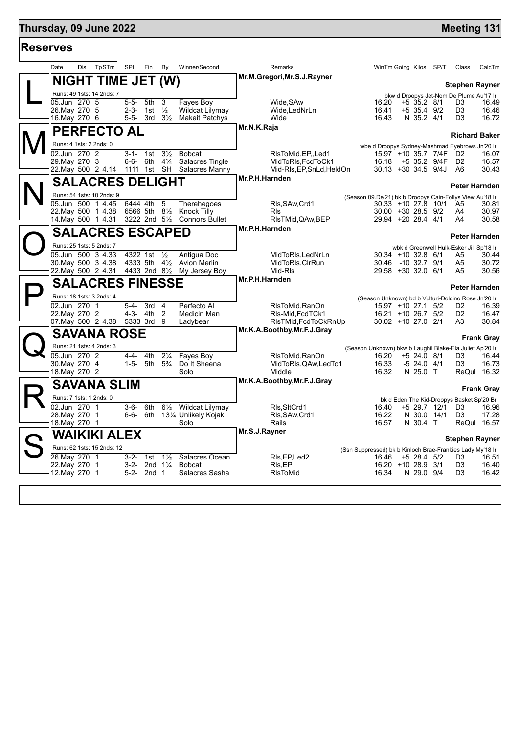## Thursday, 09 June 2022 — Meeting 131

## Reserves

| Date | Dis | TpSTm | SPI | Fin | By | Winner/Second | Remarks | WinTm | Going | Kilos | SP/T | Class | CalcTm |
|---|---|---|---|---|---|---|---|---|---|---|---|---|---|

### L — NIGHT TIME JET (W)

Mr.M.Gregori,Mr.S.J.Rayner — **Stephen Rayner**

Runs: 49 1sts: 14 2nds: 7 — bkw d Droopys Jet-Nom De Plume Au'17 Ir

| Date | Dis | TpSTm | SPI | Fin | By | Winner/Second | Remarks | WinTm | Going | Kilos | SP/T | Class | CalcTm |
|---|---|---|---|---|---|---|---|---|---|---|---|---|---|
| 05.Jun | 270 | 5 | 5-5- | 5th | 3 | Fayes Boy | Wide,SAw | 16.20 | +5 | 35.2 | 8/1 | D3 | 16.49 |
| 26.May | 270 | 5 | 2-3- | 1st | ½ | Wildcat Lilymay | Wide,LedNrLn | 16.41 | +5 | 35.4 | 9/2 | D3 | 16.46 |
| 16.May | 270 | 6 | 5-5- | 3rd | 3½ | Makeit Patchys | Wide | 16.43 | N | 35.2 | 4/1 | D3 | 16.72 |

### M — PERFECTO AL

Mr.N.K.Raja — **Richard Baker**

Runs: 4 1sts: 2 2nds: 0 — wbe d Droopys Sydney-Mashmad Eyebrows Jn'20 Ir

| Date | Dis | TpSTm | SPI | Fin | By | Winner/Second | Remarks | WinTm | Going | Kilos | SP/T | Class | CalcTm |
|---|---|---|---|---|---|---|---|---|---|---|---|---|---|
| 02.Jun | 270 | 2 | 3-1- | 1st | 3½ | Bobcat | RlsToMid,EP,,Led1 | 15.97 | +10 | 35.7 | 7/4F | D2 | 16.07 |
| 29.May | 270 | 3 | 6-6- | 6th | 4¼ | Salacres Tingle | MidToRls,FcdToCk1 | 16.18 | +5 | 35.2 | 9/4F | D2 | 16.57 |
| 22.May | 500 | 2 4.14 | 1111 | 1st | SH | Salacres Manny | Mid-Rls,EP,SnLd,HeldOn | 30.13 | +30 | 34.5 | 9/4J | A6 | 30.43 |

### N — SALACRES DELIGHT

Mr.P.H.Harnden — **Peter Harnden**

Runs: 54 1sts: 10 2nds: 9 — (Season 09.De'21) bk b Droopys Cain-Follys View Au'18 Ir

| Date | Dis | TpSTm | SPI | Fin | By | Winner/Second | Remarks | WinTm | Going | Kilos | SP/T | Class | CalcTm |
|---|---|---|---|---|---|---|---|---|---|---|---|---|---|
| 05.Jun | 500 | 1 4.45 | 6444 | 4th | 5 | Therehegoes | Rls,SAw,Crd1 | 30.33 | +10 | 27.8 | 10/1 | A5 | 30.81 |
| 22.May | 500 | 1 4.38 | 6566 | 5th | 8½ | Knock Tilly | Rls | 30.00 | +30 | 28.5 | 9/2 | A4 | 30.97 |
| 14.May | 500 | 1 4.31 | 3222 | 2nd | 5½ | Connors Bullet | RlsTMid,QAw,BEP | 29.94 | +20 | 28.4 | 4/1 | A4 | 30.58 |

### O — SALACRES ESCAPED

Mr.P.H.Harnden — **Peter Harnden**

Runs: 25 1sts: 5 2nds: 7 — wbk d Greenwell Hulk-Esker Jill Sp'18 Ir

| Date | Dis | TpSTm | SPI | Fin | By | Winner/Second | Remarks | WinTm | Going | Kilos | SP/T | Class | CalcTm |
|---|---|---|---|---|---|---|---|---|---|---|---|---|---|
| 05.Jun | 500 | 3 4.33 | 4322 | 1st | ½ | Antigua Doc | MidToRls,LedNrLn | 30.34 | +10 | 32.8 | 6/1 | A5 | 30.44 |
| 30.May | 500 | 3 4.38 | 4333 | 5th | 4½ | Avion Merlin | MidToRls,ClrRun | 30.46 | -10 | 32.7 | 9/1 | A5 | 30.72 |
| 22.May | 500 | 2 4.31 | 4433 | 2nd | 8½ | My Jersey Boy | Mid-Rls | 29.58 | +30 | 32.0 | 6/1 | A5 | 30.56 |

### P — SALACRES FINESSE

Mr.P.H.Harnden — **Peter Harnden**

Runs: 18 1sts: 3 2nds: 4 — (Season Unknown) bd b Vulturi-Dolcino Rose Jn'20 Ir

| Date | Dis | TpSTm | SPI | Fin | By | Winner/Second | Remarks | WinTm | Going | Kilos | SP/T | Class | CalcTm |
|---|---|---|---|---|---|---|---|---|---|---|---|---|---|
| 02.Jun | 270 | 1 | 5-4- | 3rd | 4 | Perfecto Al | RlsToMid,RanOn | 15.97 | +10 | 27.1 | 5/2 | D2 | 16.39 |
| 22.May | 270 | 2 | 4-3- | 4th | 2 | Medicin Man | Rls-Mid,FcdTCk1 | 16.21 | +10 | 26.7 | 5/2 | D2 | 16.47 |
| 07.May | 500 | 2 4.38 | 5333 | 3rd | 9 | Ladybear | RlsTMid,FcdToCkRnUp | 30.02 | +10 | 27.0 | 2/1 | A3 | 30.84 |

### Q — SAVANA ROSE

Mr.K.A.Boothby,Mr.F.J.Gray — **Frank Gray**

Runs: 21 1sts: 4 2nds: 3 — (Season Unknown) bkw b Laughil Blake-Ela Juliet Ap'20 Ir

| Date | Dis | TpSTm | SPI | Fin | By | Winner/Second | Remarks | WinTm | Going | Kilos | SP/T | Class | CalcTm |
|---|---|---|---|---|---|---|---|---|---|---|---|---|---|
| 05.Jun | 270 | 2 | 4-4- | 4th | 2¼ | Fayes Boy | RlsToMid,RanOn | 16.20 | +5 | 24.0 | 8/1 | D3 | 16.44 |
| 30.May | 270 | 4 | 1-5- | 5th | 5¾ | Do It Sheena | MidToRls,QAw,LedTo1 | 16.33 | -5 | 24.0 | 4/1 | D3 | 16.73 |
| 18.May | 270 | 2 | | | | Solo | Middle | 16.32 | N | 25.0 | T | ReQul | 16.32 |

### R — SAVANA SLIM

Mr.K.A.Boothby,Mr.F.J.Gray — **Frank Gray**

Runs: 7 1sts: 1 2nds: 0 — bk d Eden The Kid-Droopys Basket Sp'20 Br

| Date | Dis | TpSTm | SPI | Fin | By | Winner/Second | Remarks | WinTm | Going | Kilos | SP/T | Class | CalcTm |
|---|---|---|---|---|---|---|---|---|---|---|---|---|---|
| 02.Jun | 270 | 1 | 3-6- | 6th | 6½ | Wildcat Lilymay | Rls,SltCrd1 | 16.40 | +5 | 29.7 | 12/1 | D3 | 16.96 |
| 28.May | 270 | 1 | 6-6- | 6th | 13¼ | Unlikely Kojak | Rls,SAw,Crd1 | 16.22 | N | 30.0 | 14/1 | D3 | 17.28 |
| 18.May | 270 | 1 | | | | Solo | Rails | 16.57 | N | 30.4 | T | ReQul | 16.57 |

### S — WAIKIKI ALEX

Mr.S.J.Rayner — **Stephen Rayner**

Runs: 62 1sts: 15 2nds: 12 — (Ssn Suppressed) bk b Kinloch Brae-Frankies Lady My'18 Ir

| Date | Dis | TpSTm | SPI | Fin | By | Winner/Second | Remarks | WinTm | Going | Kilos | SP/T | Class | CalcTm |
|---|---|---|---|---|---|---|---|---|---|---|---|---|---|
| 26.May | 270 | 1 | 3-2- | 1st | 1½ | Salacres Ocean | Rls,EP,Led2 | 16.46 | +5 | 28.4 | 5/2 | D3 | 16.51 |
| 22.May | 270 | 1 | 3-2- | 2nd | 1¼ | Bobcat | Rls,EP | 16.20 | +10 | 28.9 | 3/1 | D3 | 16.40 |
| 12.May | 270 | 1 | 5-2- | 2nd | 1 | Salacres Sasha | RlsToMid | 16.34 | N | 29.0 | 9/4 | D3 | 16.42 |